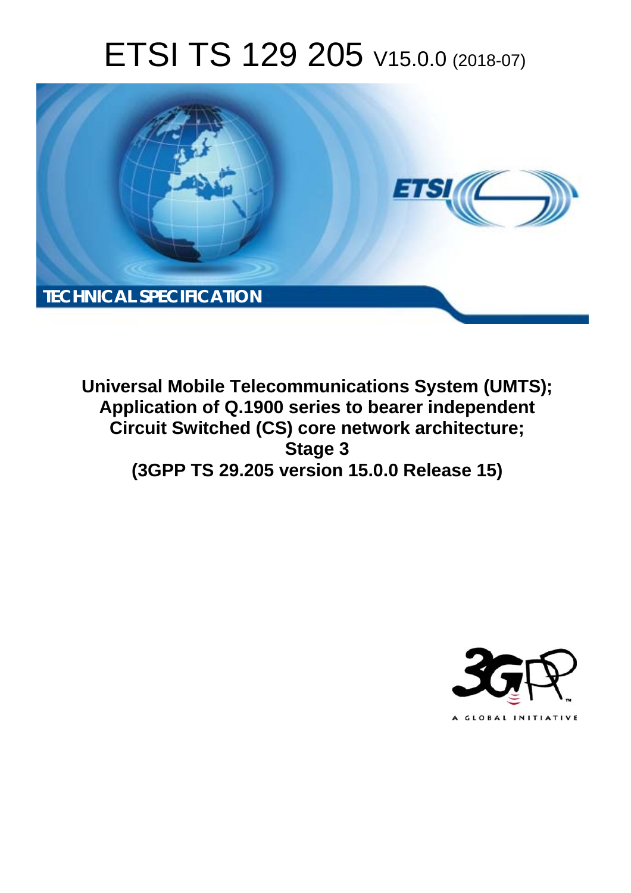# ETSI TS 129 205 V15.0.0 (2018-07)

TECHNICAL SPECIFICATION

**Universal Mobile Telecommunications System (UMTS); Application of Q.1900 series to bearer independent Circuit Switched (CS) core network architecture; Stage 3 (3GPP TS 29.205 version 15.0.0 Release 15)**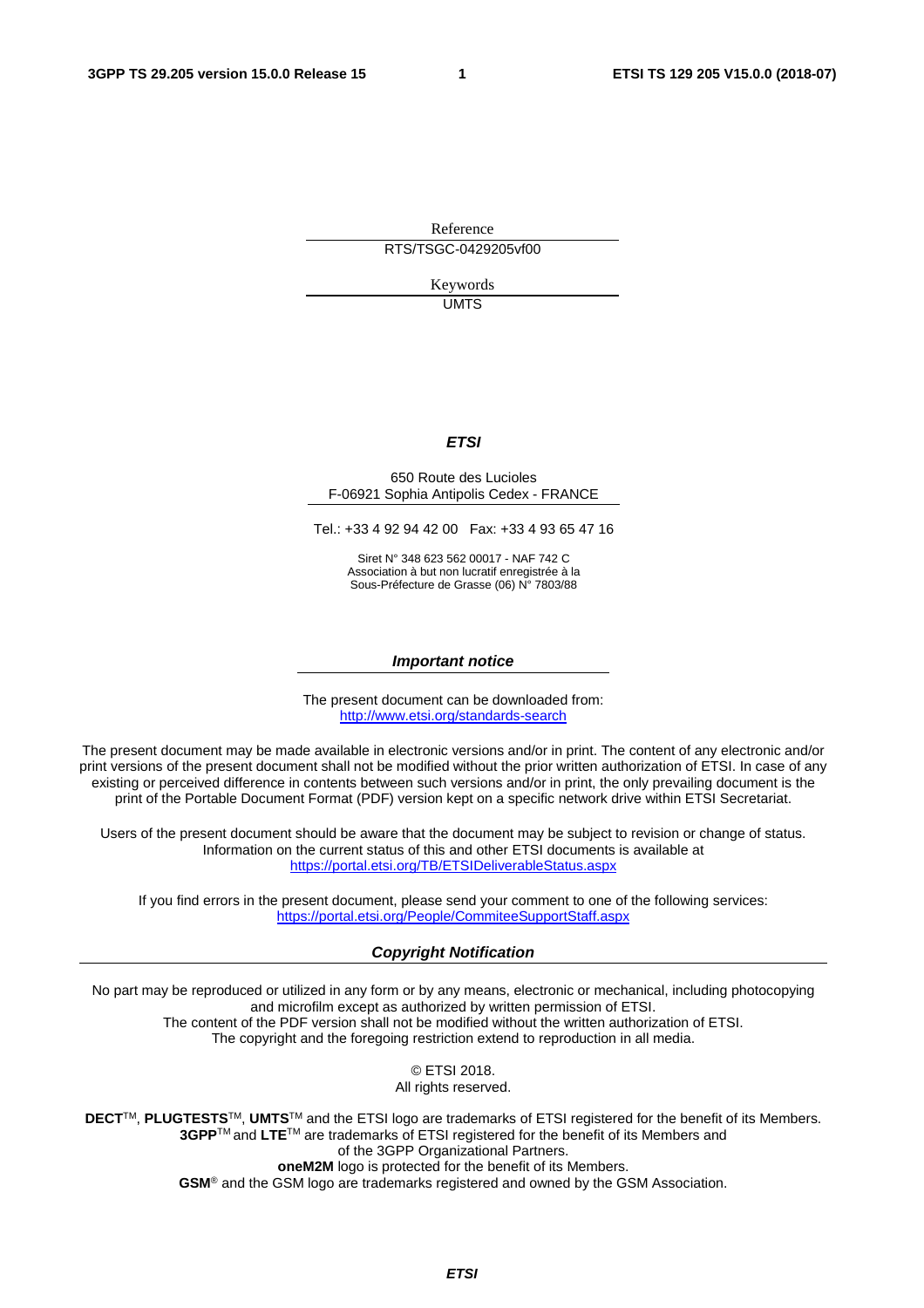Reference

RTS/TSGC-0429205vf00

Keywords

UMTS

***ETSI***

650 Route des Lucioles
F-06921 Sophia Antipolis Cedex - FRANCE

Tel.: +33 4 92 94 42 00   Fax: +33 4 93 65 47 16

Siret N° 348 623 562 00017 - NAF 742 C
Association à but non lucratif enregistrée à la
Sous-Préfecture de Grasse (06) N° 7803/88

***Important notice***

The present document can be downloaded from:
http://www.etsi.org/standards-search

The present document may be made available in electronic versions and/or in print. The content of any electronic and/or print versions of the present document shall not be modified without the prior written authorization of ETSI. In case of any existing or perceived difference in contents between such versions and/or in print, the only prevailing document is the print of the Portable Document Format (PDF) version kept on a specific network drive within ETSI Secretariat.

Users of the present document should be aware that the document may be subject to revision or change of status. Information on the current status of this and other ETSI documents is available at
https://portal.etsi.org/TB/ETSIDeliverableStatus.aspx

If you find errors in the present document, please send your comment to one of the following services:
https://portal.etsi.org/People/CommiteeSupportStaff.aspx

***Copyright Notification***

No part may be reproduced or utilized in any form or by any means, electronic or mechanical, including photocopying and microfilm except as authorized by written permission of ETSI.
The content of the PDF version shall not be modified without the written authorization of ETSI.
The copyright and the foregoing restriction extend to reproduction in all media.

© ETSI 2018.
All rights reserved.

**DECT**™, **PLUGTESTS**™, **UMTS**™ and the ETSI logo are trademarks of ETSI registered for the benefit of its Members.
**3GPP**™ and **LTE**™ are trademarks of ETSI registered for the benefit of its Members and of the 3GPP Organizational Partners.
**oneM2M** logo is protected for the benefit of its Members.
**GSM**® and the GSM logo are trademarks registered and owned by the GSM Association.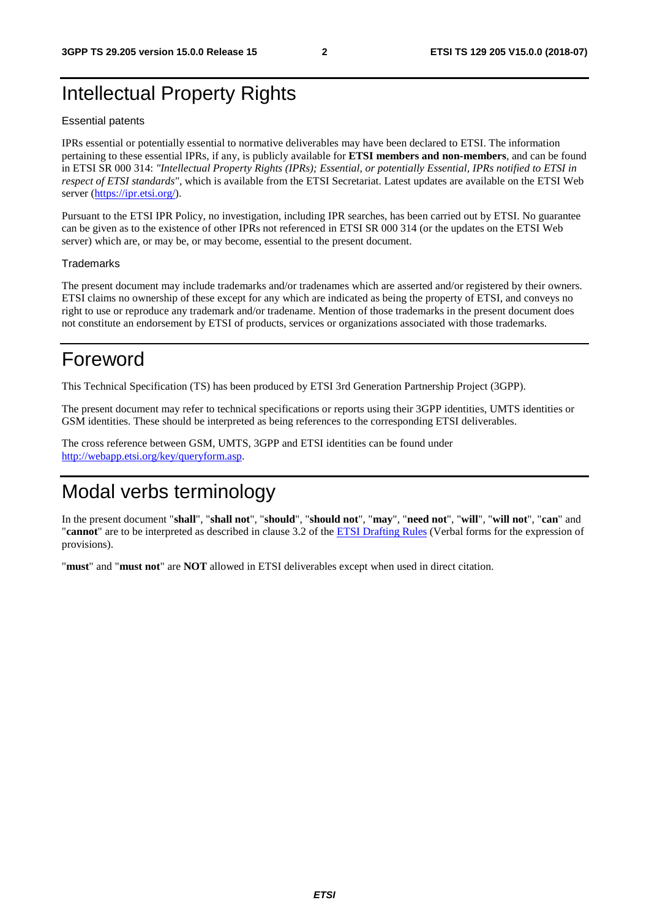# Intellectual Property Rights

Essential patents

IPRs essential or potentially essential to normative deliverables may have been declared to ETSI. The information pertaining to these essential IPRs, if any, is publicly available for **ETSI members and non-members**, and can be found in ETSI SR 000 314: *"Intellectual Property Rights (IPRs); Essential, or potentially Essential, IPRs notified to ETSI in respect of ETSI standards"*, which is available from the ETSI Secretariat. Latest updates are available on the ETSI Web server (https://ipr.etsi.org/).

Pursuant to the ETSI IPR Policy, no investigation, including IPR searches, has been carried out by ETSI. No guarantee can be given as to the existence of other IPRs not referenced in ETSI SR 000 314 (or the updates on the ETSI Web server) which are, or may be, or may become, essential to the present document.

Trademarks

The present document may include trademarks and/or tradenames which are asserted and/or registered by their owners. ETSI claims no ownership of these except for any which are indicated as being the property of ETSI, and conveys no right to use or reproduce any trademark and/or tradename. Mention of those trademarks in the present document does not constitute an endorsement by ETSI of products, services or organizations associated with those trademarks.

# Foreword

This Technical Specification (TS) has been produced by ETSI 3rd Generation Partnership Project (3GPP).

The present document may refer to technical specifications or reports using their 3GPP identities, UMTS identities or GSM identities. These should be interpreted as being references to the corresponding ETSI deliverables.

The cross reference between GSM, UMTS, 3GPP and ETSI identities can be found under http://webapp.etsi.org/key/queryform.asp.

# Modal verbs terminology

In the present document "**shall**", "**shall not**", "**should**", "**should not**", "**may**", "**need not**", "**will**", "**will not**", "**can**" and "**cannot**" are to be interpreted as described in clause 3.2 of the ETSI Drafting Rules (Verbal forms for the expression of provisions).

"**must**" and "**must not**" are **NOT** allowed in ETSI deliverables except when used in direct citation.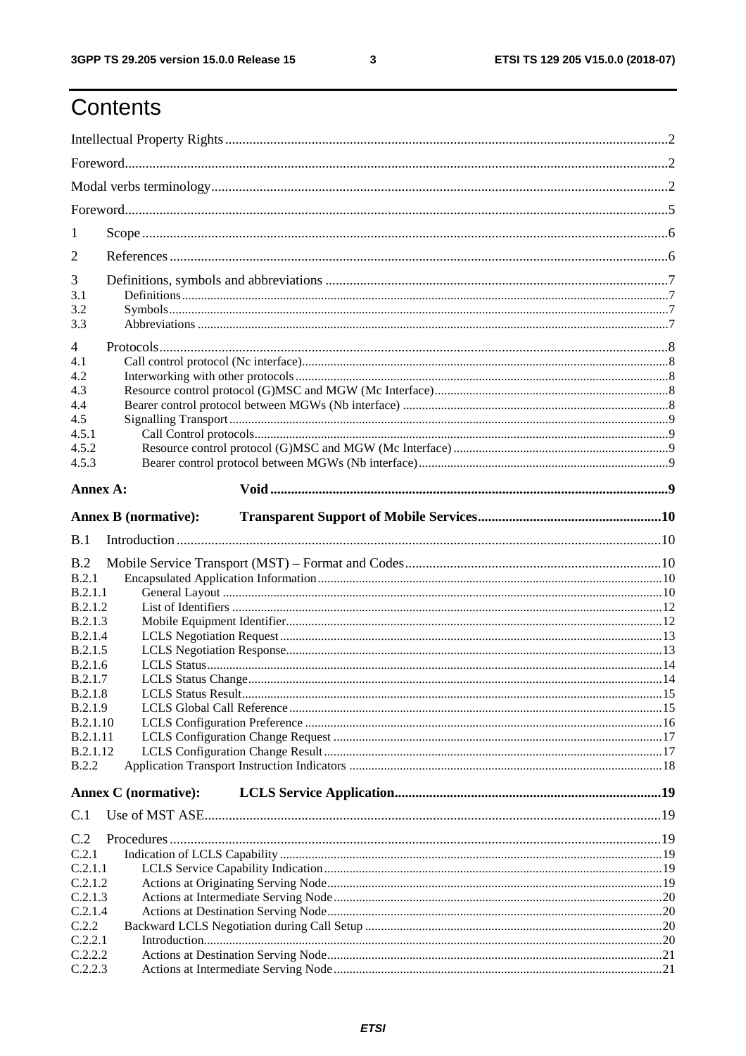# Contents

Intellectual Property Rights ............ 2

Foreword ............ 2

Modal verbs terminology ............ 2

Foreword ............ 5

1 Scope ............ 6

2 References ............ 6

3 Definitions, symbols and abbreviations ............ 7
- 3.1 Definitions ............ 7
- 3.2 Symbols ............ 7
- 3.3 Abbreviations ............ 7

4 Protocols ............ 8
- 4.1 Call control protocol (Nc interface) ............ 8
- 4.2 Interworking with other protocols ............ 8
- 4.3 Resource control protocol (G)MSC and MGW (Mc Interface) ............ 8
- 4.4 Bearer control protocol between MGWs (Nb interface) ............ 8
- 4.5 Signalling Transport ............ 9
- 4.5.1 Call Control protocols ............ 9
- 4.5.2 Resource control protocol (G)MSC and MGW (Mc Interface) ............ 9
- 4.5.3 Bearer control protocol between MGWs (Nb interface) ............ 9

**Annex A: Void** ............ 9

**Annex B (normative): Transparent Support of Mobile Services** ............ 10

B.1 Introduction ............ 10

B.2 Mobile Service Transport (MST) – Format and Codes ............ 10
- B.2.1 Encapsulated Application Information ............ 10
- B.2.1.1 General Layout ............ 10
- B.2.1.2 List of Identifiers ............ 12
- B.2.1.3 Mobile Equipment Identifier ............ 12
- B.2.1.4 LCLS Negotiation Request ............ 13
- B.2.1.5 LCLS Negotiation Response ............ 13
- B.2.1.6 LCLS Status ............ 14
- B.2.1.7 LCLS Status Change ............ 14
- B.2.1.8 LCLS Status Result ............ 15
- B.2.1.9 LCLS Global Call Reference ............ 15
- B.2.1.10 LCLS Configuration Preference ............ 16
- B.2.1.11 LCLS Configuration Change Request ............ 17
- B.2.1.12 LCLS Configuration Change Result ............ 17
- B.2.2 Application Transport Instruction Indicators ............ 18

**Annex C (normative): LCLS Service Application** ............ 19

C.1 Use of MST ASE ............ 19

C.2 Procedures ............ 19
- C.2.1 Indication of LCLS Capability ............ 19
- C.2.1.1 LCLS Service Capability Indication ............ 19
- C.2.1.2 Actions at Originating Serving Node ............ 19
- C.2.1.3 Actions at Intermediate Serving Node ............ 20
- C.2.1.4 Actions at Destination Serving Node ............ 20
- C.2.2 Backward LCLS Negotiation during Call Setup ............ 20
- C.2.2.1 Introduction ............ 20
- C.2.2.2 Actions at Destination Serving Node ............ 21
- C.2.2.3 Actions at Intermediate Serving Node ............ 21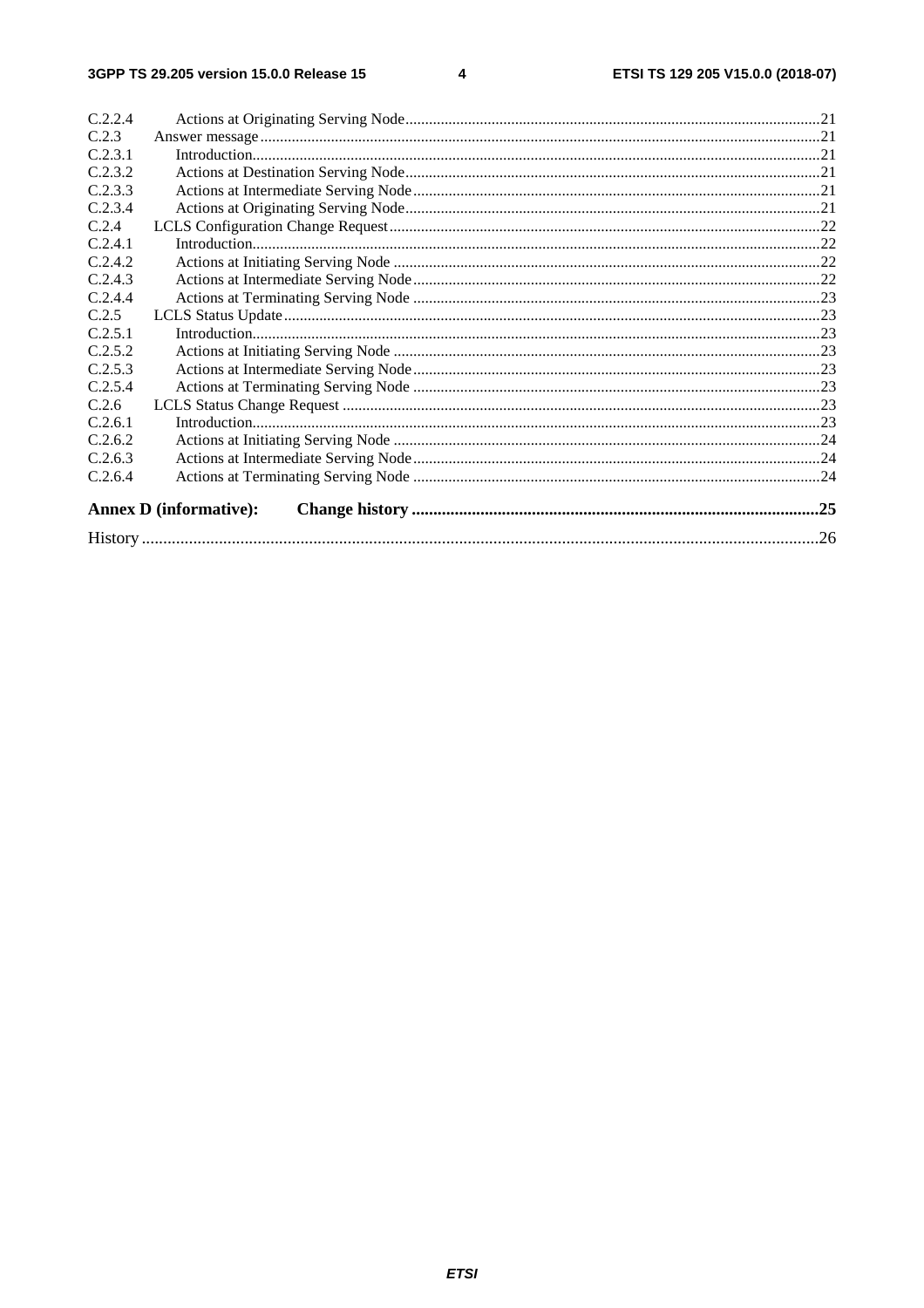C.2.2.4 Actions at Originating Serving Node ....... 21
C.2.3 Answer message ....... 21
C.2.3.1 Introduction ....... 21
C.2.3.2 Actions at Destination Serving Node ....... 21
C.2.3.3 Actions at Intermediate Serving Node ....... 21
C.2.3.4 Actions at Originating Serving Node ....... 21
C.2.4 LCLS Configuration Change Request ....... 22
C.2.4.1 Introduction ....... 22
C.2.4.2 Actions at Initiating Serving Node ....... 22
C.2.4.3 Actions at Intermediate Serving Node ....... 22
C.2.4.4 Actions at Terminating Serving Node ....... 23
C.2.5 LCLS Status Update ....... 23
C.2.5.1 Introduction ....... 23
C.2.5.2 Actions at Initiating Serving Node ....... 23
C.2.5.3 Actions at Intermediate Serving Node ....... 23
C.2.5.4 Actions at Terminating Serving Node ....... 23
C.2.6 LCLS Status Change Request ....... 23
C.2.6.1 Introduction ....... 23
C.2.6.2 Actions at Initiating Serving Node ....... 24
C.2.6.3 Actions at Intermediate Serving Node ....... 24
C.2.6.4 Actions at Terminating Serving Node ....... 24

**Annex D (informative): Change history ....... 25**

History ....... 26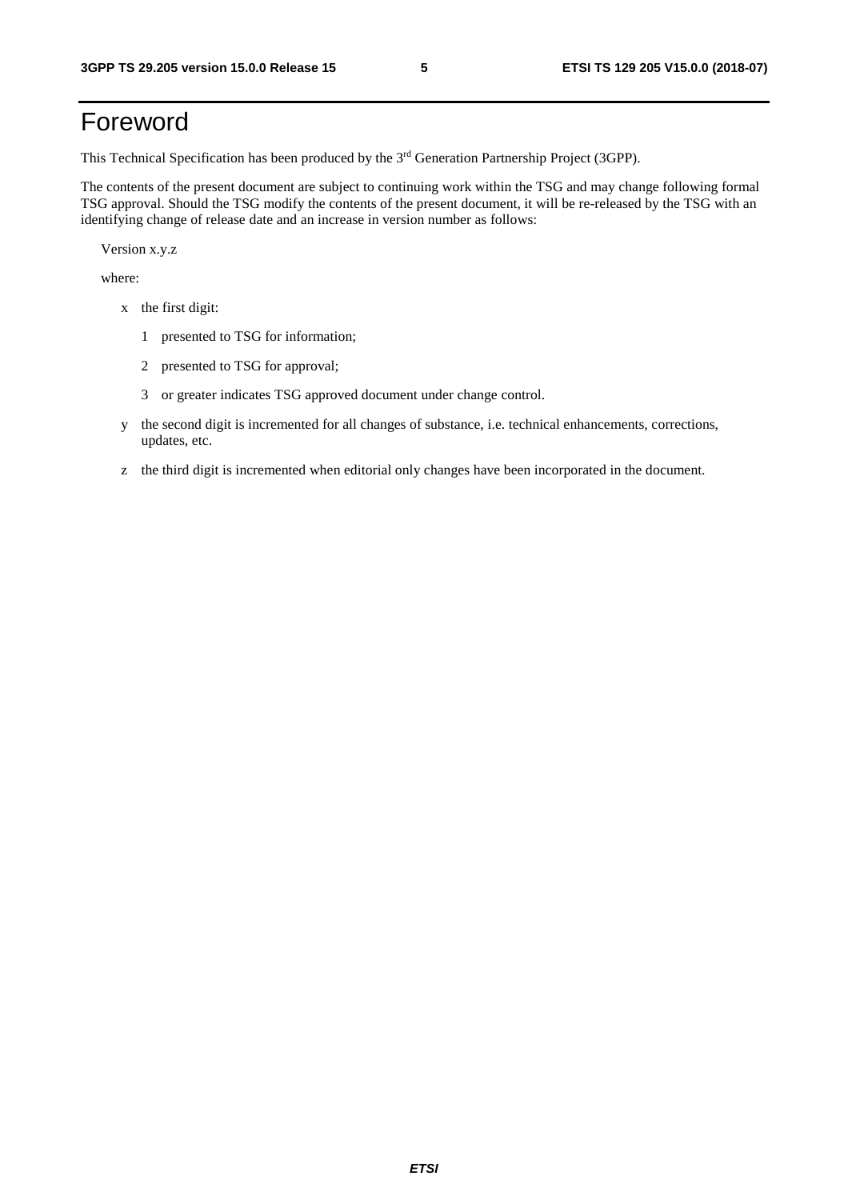# Foreword

This Technical Specification has been produced by the 3rd Generation Partnership Project (3GPP).

The contents of the present document are subject to continuing work within the TSG and may change following formal TSG approval. Should the TSG modify the contents of the present document, it will be re-released by the TSG with an identifying change of release date and an increase in version number as follows:

Version x.y.z

where:

- x the first digit:
  - 1 presented to TSG for information;
  - 2 presented to TSG for approval;
  - 3 or greater indicates TSG approved document under change control.
- y the second digit is incremented for all changes of substance, i.e. technical enhancements, corrections, updates, etc.
- z the third digit is incremented when editorial only changes have been incorporated in the document.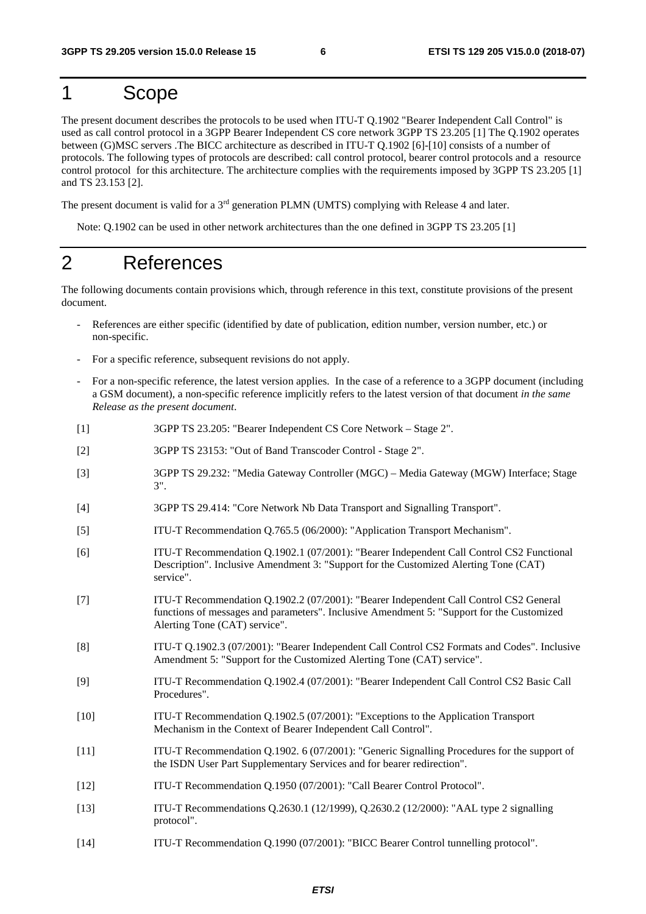# 1 Scope

The present document describes the protocols to be used when ITU-T Q.1902 "Bearer Independent Call Control" is used as call control protocol in a 3GPP Bearer Independent CS core network 3GPP TS 23.205 [1] The Q.1902 operates between (G)MSC servers .The BICC architecture as described in ITU-T Q.1902 [6]-[10] consists of a number of protocols. The following types of protocols are described: call control protocol, bearer control protocols and a resource control protocol for this architecture. The architecture complies with the requirements imposed by 3GPP TS 23.205 [1] and TS 23.153 [2].

The present document is valid for a 3rd generation PLMN (UMTS) complying with Release 4 and later.

Note: Q.1902 can be used in other network architectures than the one defined in 3GPP TS 23.205 [1]

# 2 References

The following documents contain provisions which, through reference in this text, constitute provisions of the present document.

- References are either specific (identified by date of publication, edition number, version number, etc.) or non-specific.
- For a specific reference, subsequent revisions do not apply.
- For a non-specific reference, the latest version applies. In the case of a reference to a 3GPP document (including a GSM document), a non-specific reference implicitly refers to the latest version of that document *in the same Release as the present document*.

[1] 3GPP TS 23.205: "Bearer Independent CS Core Network – Stage 2".

[2] 3GPP TS 23153: "Out of Band Transcoder Control - Stage 2".

[3] 3GPP TS 29.232: "Media Gateway Controller (MGC) – Media Gateway (MGW) Interface; Stage 3".

[4] 3GPP TS 29.414: "Core Network Nb Data Transport and Signalling Transport".

[5] ITU-T Recommendation Q.765.5 (06/2000): "Application Transport Mechanism".

[6] ITU-T Recommendation Q.1902.1 (07/2001): "Bearer Independent Call Control CS2 Functional Description". Inclusive Amendment 3: "Support for the Customized Alerting Tone (CAT) service".

[7] ITU-T Recommendation Q.1902.2 (07/2001): "Bearer Independent Call Control CS2 General functions of messages and parameters". Inclusive Amendment 5: "Support for the Customized Alerting Tone (CAT) service".

[8] ITU-T Q.1902.3 (07/2001): "Bearer Independent Call Control CS2 Formats and Codes". Inclusive Amendment 5: "Support for the Customized Alerting Tone (CAT) service".

[9] ITU-T Recommendation Q.1902.4 (07/2001): "Bearer Independent Call Control CS2 Basic Call Procedures".

[10] ITU-T Recommendation Q.1902.5 (07/2001): "Exceptions to the Application Transport Mechanism in the Context of Bearer Independent Call Control".

[11] ITU-T Recommendation Q.1902. 6 (07/2001): "Generic Signalling Procedures for the support of the ISDN User Part Supplementary Services and for bearer redirection".

[12] ITU-T Recommendation Q.1950 (07/2001): "Call Bearer Control Protocol".

[13] ITU-T Recommendations Q.2630.1 (12/1999), Q.2630.2 (12/2000): "AAL type 2 signalling protocol".

[14] ITU-T Recommendation Q.1990 (07/2001): "BICC Bearer Control tunnelling protocol".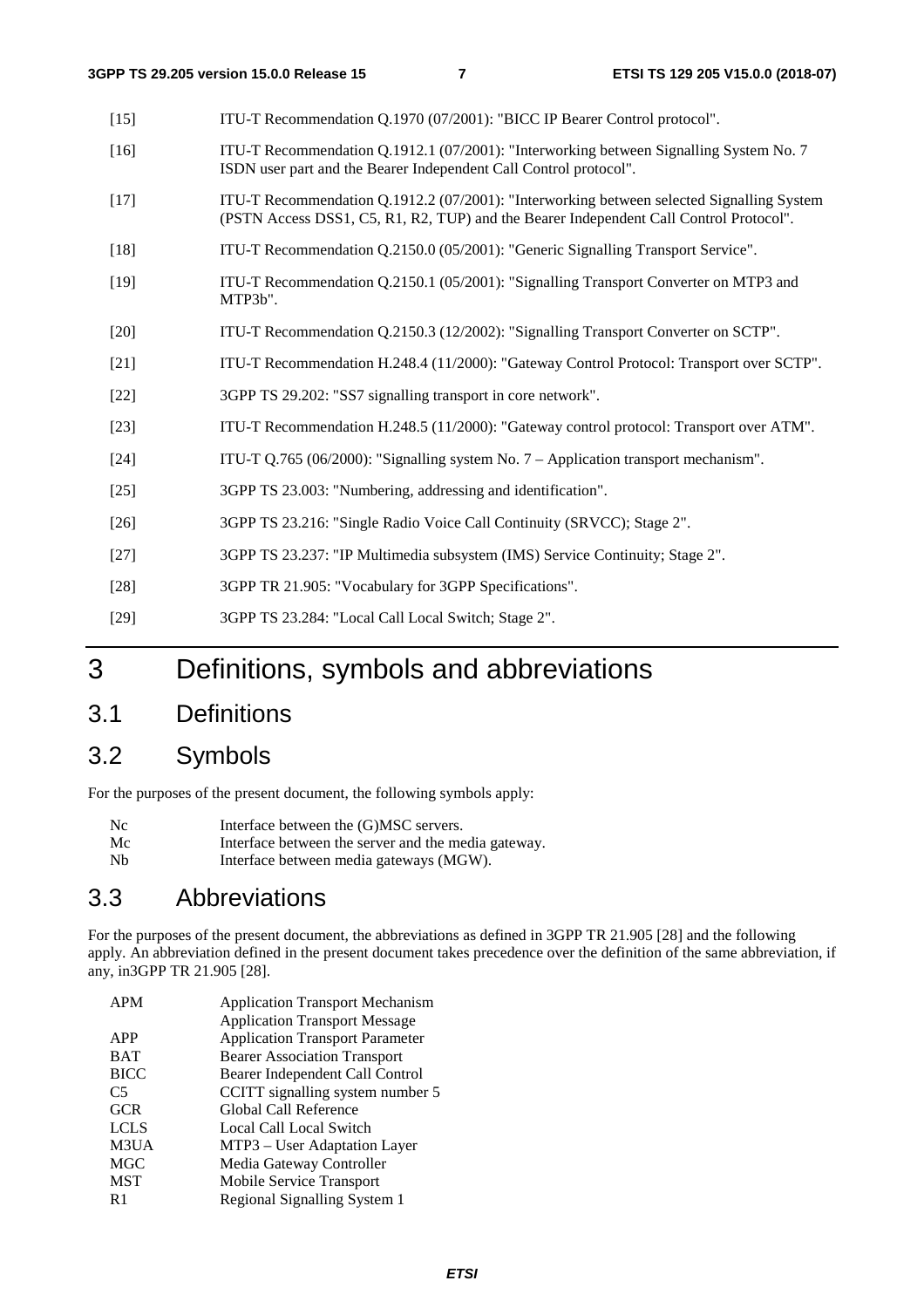[15] ITU-T Recommendation Q.1970 (07/2001): "BICC IP Bearer Control protocol".

[16] ITU-T Recommendation Q.1912.1 (07/2001): "Interworking between Signalling System No. 7 ISDN user part and the Bearer Independent Call Control protocol".

[17] ITU-T Recommendation Q.1912.2 (07/2001): "Interworking between selected Signalling System (PSTN Access DSS1, C5, R1, R2, TUP) and the Bearer Independent Call Control Protocol".

[18] ITU-T Recommendation Q.2150.0 (05/2001): "Generic Signalling Transport Service".

[19] ITU-T Recommendation Q.2150.1 (05/2001): "Signalling Transport Converter on MTP3 and MTP3b".

[20] ITU-T Recommendation Q.2150.3 (12/2002): "Signalling Transport Converter on SCTP".

[21] ITU-T Recommendation H.248.4 (11/2000): "Gateway Control Protocol: Transport over SCTP".

[22] 3GPP TS 29.202: "SS7 signalling transport in core network".

[23] ITU-T Recommendation H.248.5 (11/2000): "Gateway control protocol: Transport over ATM".

[24] ITU-T Q.765 (06/2000): "Signalling system No. 7 – Application transport mechanism".

[25] 3GPP TS 23.003: "Numbering, addressing and identification".

[26] 3GPP TS 23.216: "Single Radio Voice Call Continuity (SRVCC); Stage 2".

[27] 3GPP TS 23.237: "IP Multimedia subsystem (IMS) Service Continuity; Stage 2".

[28] 3GPP TR 21.905: "Vocabulary for 3GPP Specifications".

[29] 3GPP TS 23.284: "Local Call Local Switch; Stage 2".

# 3 Definitions, symbols and abbreviations

## 3.1 Definitions

## 3.2 Symbols

For the purposes of the present document, the following symbols apply:

Nc Interface between the (G)MSC servers.
Mc Interface between the server and the media gateway.
Nb Interface between media gateways (MGW).

## 3.3 Abbreviations

For the purposes of the present document, the abbreviations as defined in 3GPP TR 21.905 [28] and the following apply. An abbreviation defined in the present document takes precedence over the definition of the same abbreviation, if any, in3GPP TR 21.905 [28].

APM Application Transport Mechanism
 Application Transport Message
APP Application Transport Parameter
BAT Bearer Association Transport
BICC Bearer Independent Call Control
C5 CCITT signalling system number 5
GCR Global Call Reference
LCLS Local Call Local Switch
M3UA MTP3 – User Adaptation Layer
MGC Media Gateway Controller
MST Mobile Service Transport
R1 Regional Signalling System 1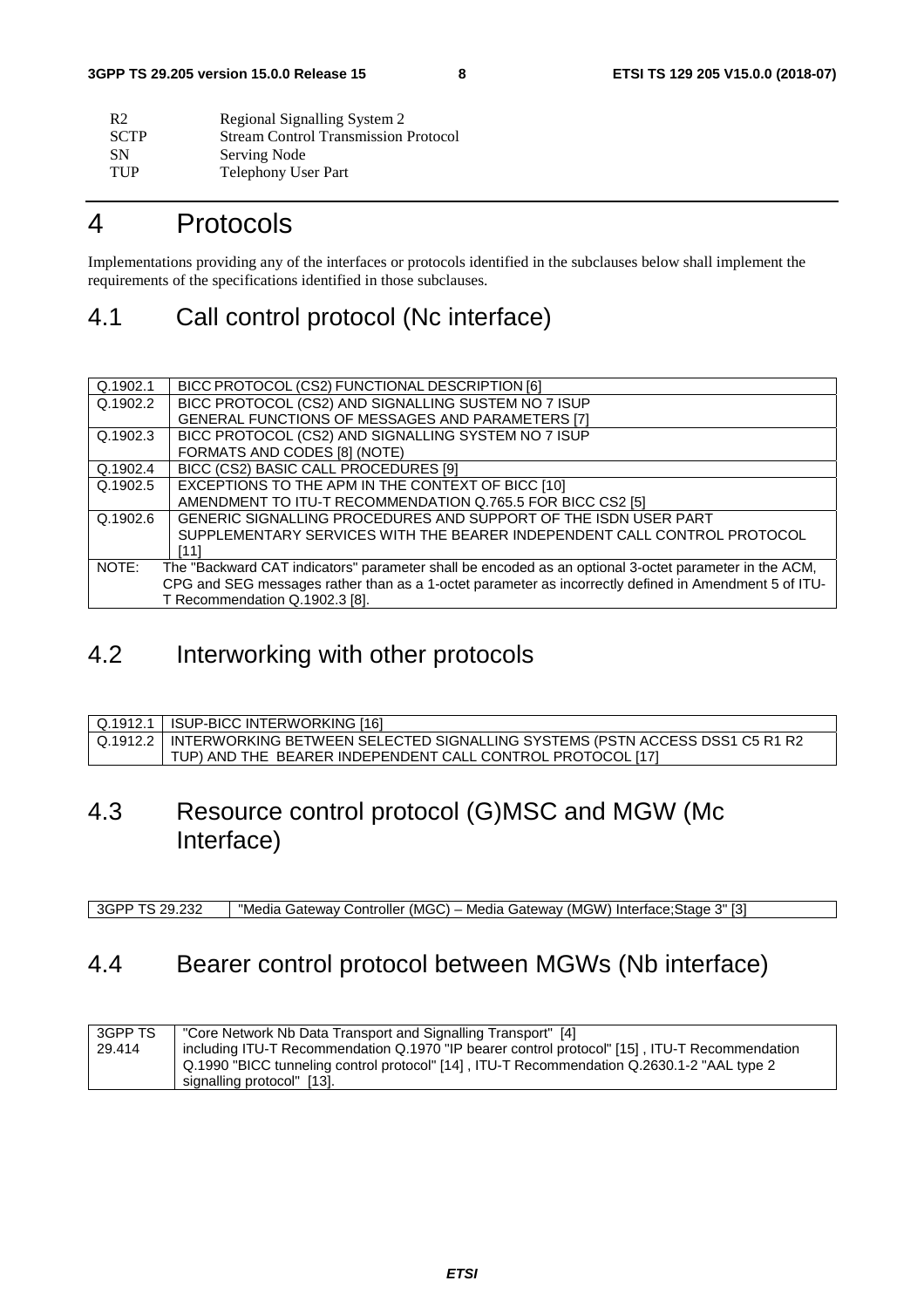| | |
|---|---|
| R2 | Regional Signalling System 2 |
| SCTP | Stream Control Transmission Protocol |
| SN | Serving Node |
| TUP | Telephony User Part |

# 4 Protocols

Implementations providing any of the interfaces or protocols identified in the subclauses below shall implement the requirements of the specifications identified in those subclauses.

## 4.1 Call control protocol (Nc interface)

| | |
|---|---|
| Q.1902.1 | BICC PROTOCOL (CS2) FUNCTIONAL DESCRIPTION [6] |
| Q.1902.2 | BICC PROTOCOL (CS2) AND SIGNALLING SUSTEM NO 7 ISUP GENERAL FUNCTIONS OF MESSAGES AND PARAMETERS [7] |
| Q.1902.3 | BICC PROTOCOL (CS2) AND SIGNALLING SYSTEM NO 7 ISUP FORMATS AND CODES [8] (NOTE) |
| Q.1902.4 | BICC (CS2) BASIC CALL PROCEDURES [9] |
| Q.1902.5 | EXCEPTIONS TO THE APM IN THE CONTEXT OF BICC [10] AMENDMENT TO ITU-T RECOMMENDATION Q.765.5 FOR BICC CS2 [5] |
| Q.1902.6 | GENERIC SIGNALLING PROCEDURES AND SUPPORT OF THE ISDN USER PART SUPPLEMENTARY SERVICES WITH THE BEARER INDEPENDENT CALL CONTROL PROTOCOL [11] |
| NOTE: | The "Backward CAT indicators" parameter shall be encoded as an optional 3-octet parameter in the ACM, CPG and SEG messages rather than as a 1-octet parameter as incorrectly defined in Amendment 5 of ITU-T Recommendation Q.1902.3 [8]. |

## 4.2 Interworking with other protocols

| | |
|---|---|
| Q.1912.1 | ISUP-BICC INTERWORKING [16] |
| Q.1912.2 | INTERWORKING BETWEEN SELECTED SIGNALLING SYSTEMS (PSTN ACCESS DSS1 C5 R1 R2 TUP) AND THE BEARER INDEPENDENT CALL CONTROL PROTOCOL [17] |

## 4.3 Resource control protocol (G)MSC and MGW (Mc Interface)

| | |
|---|---|
| 3GPP TS 29.232 | "Media Gateway Controller (MGC) – Media Gateway (MGW) Interface;Stage 3" [3] |

## 4.4 Bearer control protocol between MGWs (Nb interface)

| | |
|---|---|
| 3GPP TS 29.414 | "Core Network Nb Data Transport and Signalling Transport" [4] including ITU-T Recommendation Q.1970 "IP bearer control protocol" [15] , ITU-T Recommendation Q.1990 "BICC tunneling control protocol" [14] , ITU-T Recommendation Q.2630.1-2 "AAL type 2 signalling protocol" [13]. |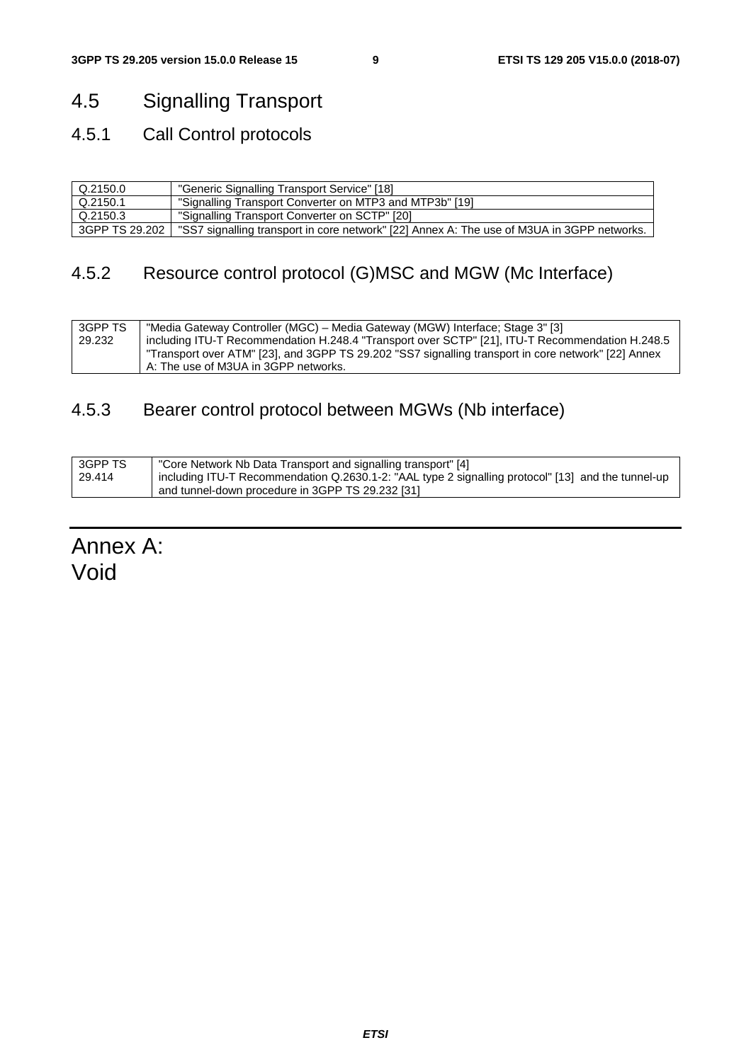## 4.5 Signalling Transport

### 4.5.1 Call Control protocols

| Q.2150.0 | "Generic Signalling Transport Service" [18] |
|---|---|
| Q.2150.1 | "Signalling Transport Converter on MTP3 and MTP3b" [19] |
| Q.2150.3 | "Signalling Transport Converter on SCTP" [20] |
| 3GPP TS 29.202 | "SS7 signalling transport in core network" [22] Annex A: The use of M3UA in 3GPP networks. |

### 4.5.2 Resource control protocol (G)MSC and MGW (Mc Interface)

| 3GPP TS 29.232 | "Media Gateway Controller (MGC) – Media Gateway (MGW) Interface; Stage 3" [3] including ITU-T Recommendation H.248.4 "Transport over SCTP" [21], ITU-T Recommendation H.248.5 "Transport over ATM" [23], and 3GPP TS 29.202 "SS7 signalling transport in core network" [22] Annex A: The use of M3UA in 3GPP networks. |
|---|---|

### 4.5.3 Bearer control protocol between MGWs (Nb interface)

| 3GPP TS 29.414 | "Core Network Nb Data Transport and signalling transport" [4] including ITU-T Recommendation Q.2630.1-2: "AAL type 2 signalling protocol" [13] and the tunnel-up and tunnel-down procedure in 3GPP TS 29.232 [31] |
|---|---|

# Annex A: Void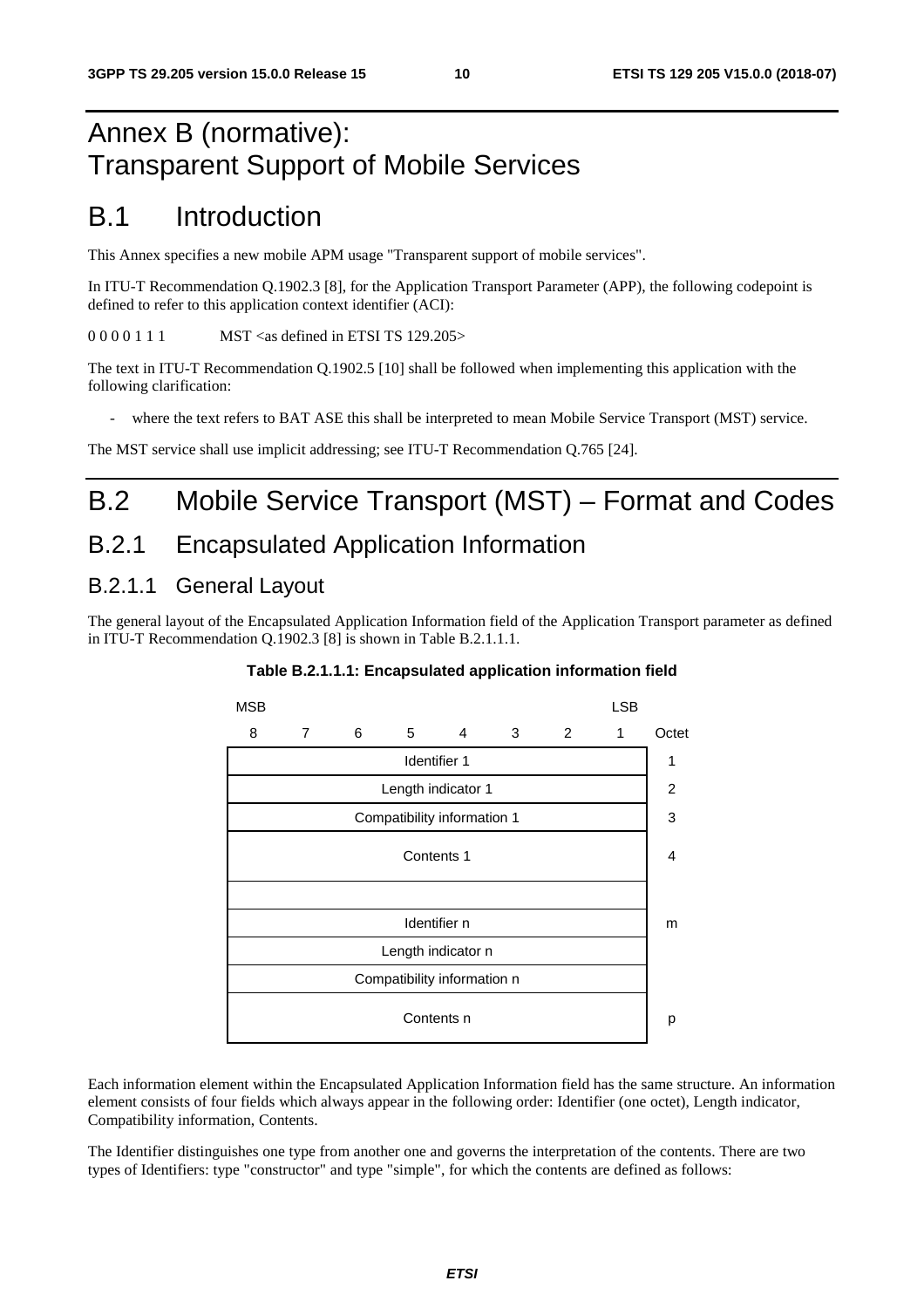# Annex B (normative): Transparent Support of Mobile Services

# B.1 Introduction

This Annex specifies a new mobile APM usage "Transparent support of mobile services".

In ITU-T Recommendation Q.1902.3 [8], for the Application Transport Parameter (APP), the following codepoint is defined to refer to this application context identifier (ACI):

0 0 0 0 1 1 1 MST <as defined in ETSI TS 129.205>

The text in ITU-T Recommendation Q.1902.5 [10] shall be followed when implementing this application with the following clarification:

- where the text refers to BAT ASE this shall be interpreted to mean Mobile Service Transport (MST) service.

The MST service shall use implicit addressing; see ITU-T Recommendation Q.765 [24].

# B.2 Mobile Service Transport (MST) – Format and Codes

## B.2.1 Encapsulated Application Information

### B.2.1.1 General Layout

The general layout of the Encapsulated Application Information field of the Application Transport parameter as defined in ITU-T Recommendation Q.1902.3 [8] is shown in Table B.2.1.1.1.

**Table B.2.1.1.1: Encapsulated application information field**

| 8 (MSB) | 7 | 6 | 5 | 4 | 3 | 2 | 1 (LSB) | Octet |
|---|---|---|---|---|---|---|---|---|
| Identifier 1 | | | | | | | | 1 |
| Length indicator 1 | | | | | | | | 2 |
| Compatibility information 1 | | | | | | | | 3 |
| Contents 1 | | | | | | | | 4 |
| | | | | | | | | |
| Identifier n | | | | | | | | m |
| Length indicator n | | | | | | | | |
| Compatibility information n | | | | | | | | |
| Contents n | | | | | | | | p |

Each information element within the Encapsulated Application Information field has the same structure. An information element consists of four fields which always appear in the following order: Identifier (one octet), Length indicator, Compatibility information, Contents.

The Identifier distinguishes one type from another one and governs the interpretation of the contents. There are two types of Identifiers: type "constructor" and type "simple", for which the contents are defined as follows: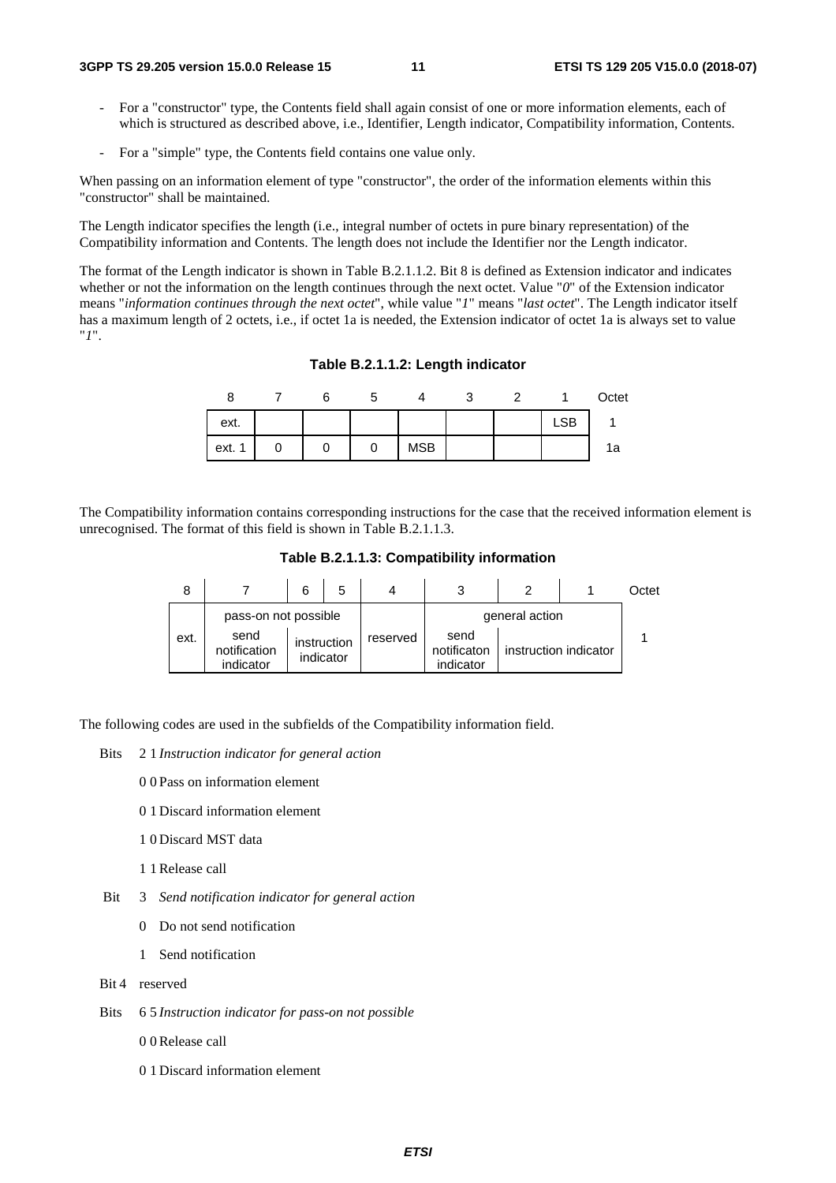- For a "constructor" type, the Contents field shall again consist of one or more information elements, each of which is structured as described above, i.e., Identifier, Length indicator, Compatibility information, Contents.

- For a "simple" type, the Contents field contains one value only.

When passing on an information element of type "constructor", the order of the information elements within this "constructor" shall be maintained.

The Length indicator specifies the length (i.e., integral number of octets in pure binary representation) of the Compatibility information and Contents. The length does not include the Identifier nor the Length indicator.

The format of the Length indicator is shown in Table B.2.1.1.2. Bit 8 is defined as Extension indicator and indicates whether or not the information on the length continues through the next octet. Value "*0*" of the Extension indicator means "*information continues through the next octet*", while value "*1*" means "*last octet*". The Length indicator itself has a maximum length of 2 octets, i.e., if octet 1a is needed, the Extension indicator of octet 1a is always set to value "*1*".

**Table B.2.1.1.2: Length indicator**

| 8 | 7 | 6 | 5 | 4 | 3 | 2 | 1 | Octet |
|---|---|---|---|---|---|---|---|---|
| ext. | | | | | | | LSB | 1 |
| ext. 1 | 0 | 0 | 0 | MSB | | | | 1a |

The Compatibility information contains corresponding instructions for the case that the received information element is unrecognised. The format of this field is shown in Table B.2.1.1.3.

**Table B.2.1.1.3: Compatibility information**

| 8 | 7 | 6 | 5 | 4 | 3 | 2 | 1 | Octet |
|---|---|---|---|---|---|---|---|---|
| | pass-on not possible | | | | general action | | | |
| ext. | send notification indicator | instruction indicator | | reserved | send notificaton indicator | instruction indicator | | 1 |

The following codes are used in the subfields of the Compatibility information field.

Bits 2 1 *Instruction indicator for general action*

0 0 Pass on information element

0 1 Discard information element

1 0 Discard MST data

1 1 Release call

Bit 3 *Send notification indicator for general action*

0 Do not send notification

1 Send notification

Bit 4 reserved

Bits 6 5 *Instruction indicator for pass-on not possible*

0 0 Release call

0 1 Discard information element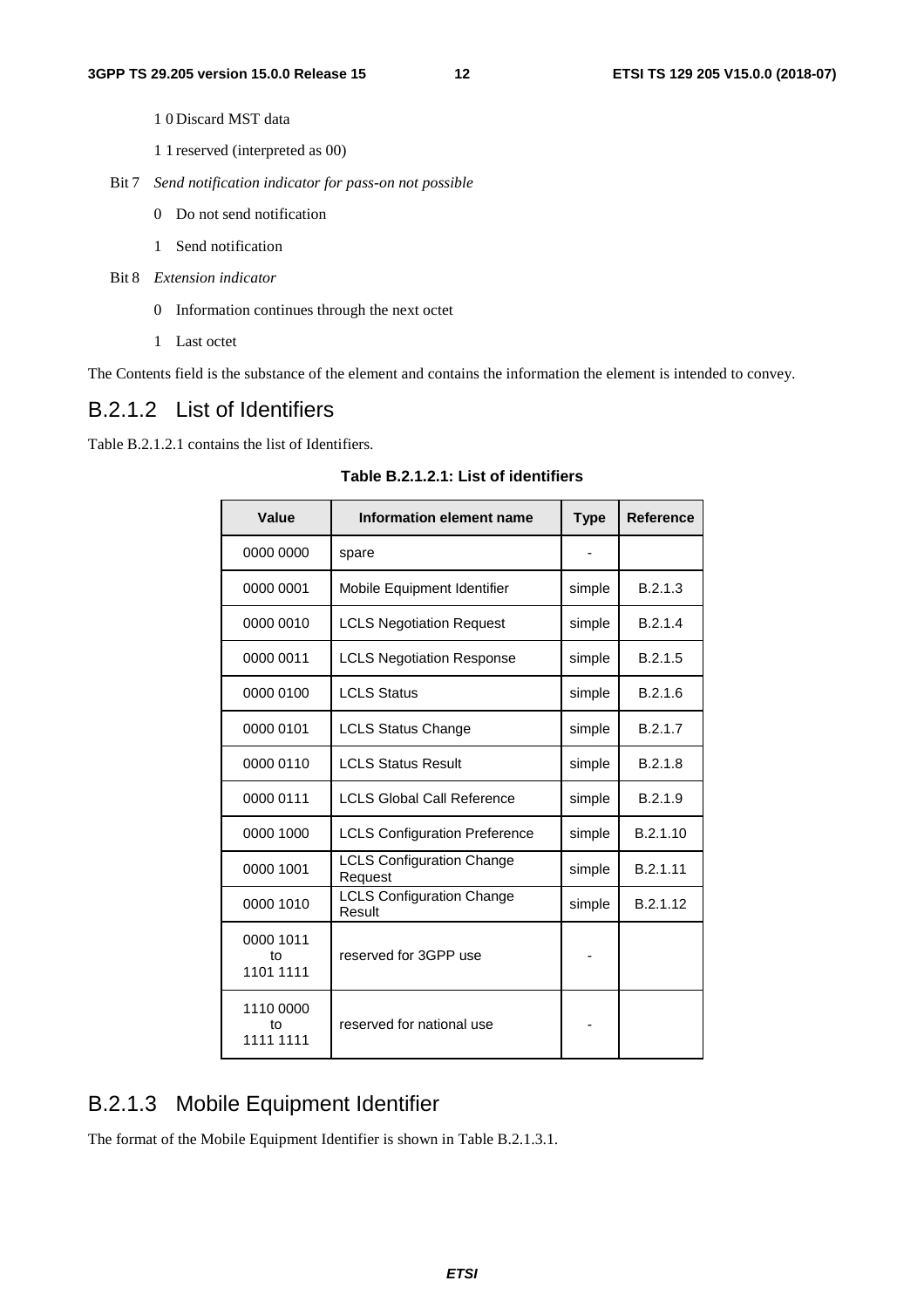1 0 Discard MST data

1 1 reserved (interpreted as 00)

Bit 7 *Send notification indicator for pass-on not possible*

0 Do not send notification

1 Send notification

Bit 8 *Extension indicator*

0 Information continues through the next octet

1 Last octet

The Contents field is the substance of the element and contains the information the element is intended to convey.

### B.2.1.2 List of Identifiers

Table B.2.1.2.1 contains the list of Identifiers.

**Table B.2.1.2.1: List of identifiers**

| Value | Information element name | Type | Reference |
|---|---|---|---|
| 0000 0000 | spare | - | |
| 0000 0001 | Mobile Equipment Identifier | simple | B.2.1.3 |
| 0000 0010 | LCLS Negotiation Request | simple | B.2.1.4 |
| 0000 0011 | LCLS Negotiation Response | simple | B.2.1.5 |
| 0000 0100 | LCLS Status | simple | B.2.1.6 |
| 0000 0101 | LCLS Status Change | simple | B.2.1.7 |
| 0000 0110 | LCLS Status Result | simple | B.2.1.8 |
| 0000 0111 | LCLS Global Call Reference | simple | B.2.1.9 |
| 0000 1000 | LCLS Configuration Preference | simple | B.2.1.10 |
| 0000 1001 | LCLS Configuration Change Request | simple | B.2.1.11 |
| 0000 1010 | LCLS Configuration Change Result | simple | B.2.1.12 |
| 0000 1011 to 1101 1111 | reserved for 3GPP use | - | |
| 1110 0000 to 1111 1111 | reserved for national use | - | |

### B.2.1.3 Mobile Equipment Identifier

The format of the Mobile Equipment Identifier is shown in Table B.2.1.3.1.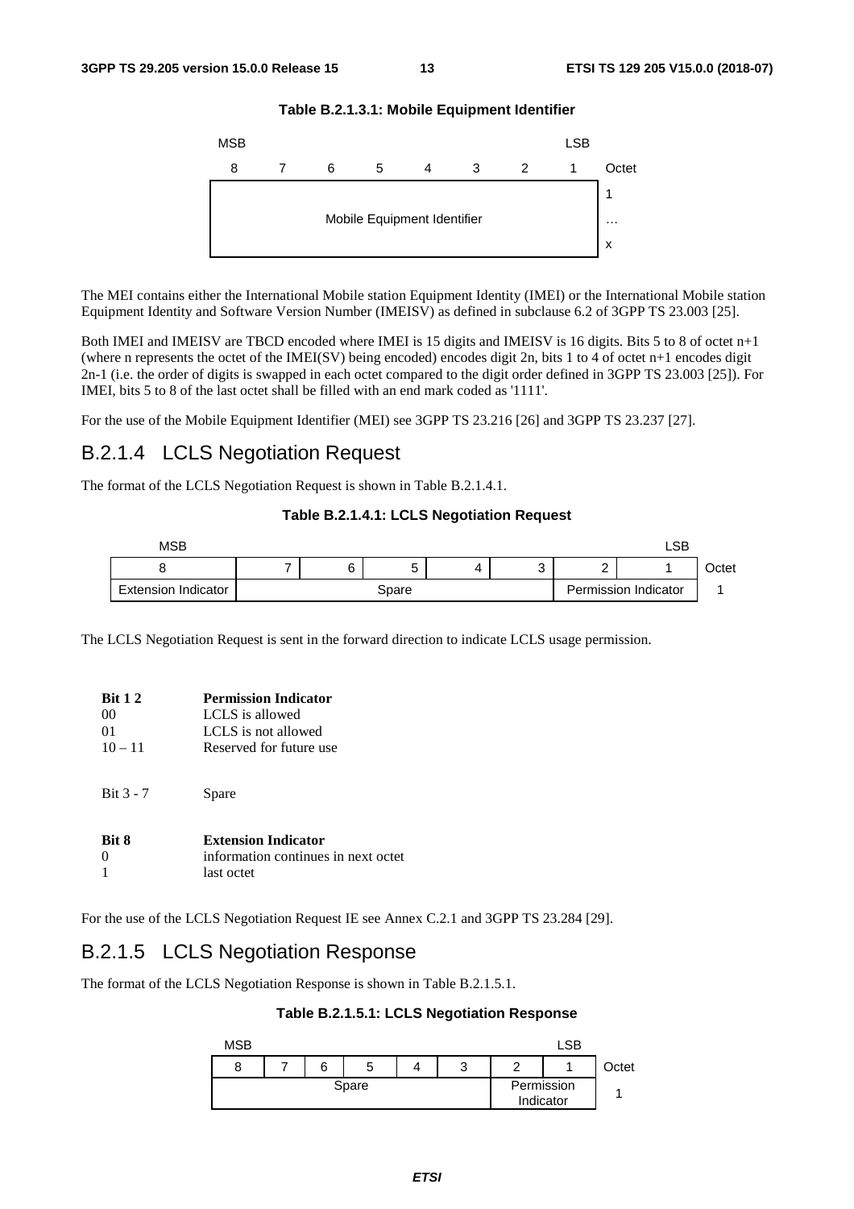**Table B.2.1.3.1: Mobile Equipment Identifier**

| MSB 8 | 7 | 6 | 5 | 4 | 3 | 2 | LSB 1 | Octet |
|---|---|---|---|---|---|---|---|---|
| Mobile Equipment Identifier | | | | | | | | 1 … x |

The MEI contains either the International Mobile station Equipment Identity (IMEI) or the International Mobile station Equipment Identity and Software Version Number (IMEISV) as defined in subclause 6.2 of 3GPP TS 23.003 [25].

Both IMEI and IMEISV are TBCD encoded where IMEI is 15 digits and IMEISV is 16 digits. Bits 5 to 8 of octet n+1 (where n represents the octet of the IMEI(SV) being encoded) encodes digit 2n, bits 1 to 4 of octet n+1 encodes digit 2n-1 (i.e. the order of digits is swapped in each octet compared to the digit order defined in 3GPP TS 23.003 [25]). For IMEI, bits 5 to 8 of the last octet shall be filled with an end mark coded as '1111'.

For the use of the Mobile Equipment Identifier (MEI) see 3GPP TS 23.216 [26] and 3GPP TS 23.237 [27].

## B.2.1.4 LCLS Negotiation Request

The format of the LCLS Negotiation Request is shown in Table B.2.1.4.1.

**Table B.2.1.4.1: LCLS Negotiation Request**

| MSB 8 | 7 | 6 | 5 | 4 | 3 | 2 | LSB 1 | Octet |
|---|---|---|---|---|---|---|---|---|
| Extension Indicator | Spare | | | | | Permission Indicator | | 1 |

The LCLS Negotiation Request is sent in the forward direction to indicate LCLS usage permission.

| **Bit 1 2** | **Permission Indicator** |
|---|---|
| 00 | LCLS is allowed |
| 01 | LCLS is not allowed |
| 10 – 11 | Reserved for future use |

Bit 3 - 7 Spare

| **Bit 8** | **Extension Indicator** |
|---|---|
| 0 | information continues in next octet |
| 1 | last octet |

For the use of the LCLS Negotiation Request IE see Annex C.2.1 and 3GPP TS 23.284 [29].

## B.2.1.5 LCLS Negotiation Response

The format of the LCLS Negotiation Response is shown in Table B.2.1.5.1.

**Table B.2.1.5.1: LCLS Negotiation Response**

| MSB 8 | 7 | 6 | 5 | 4 | 3 | 2 | LSB 1 | Octet |
|---|---|---|---|---|---|---|---|---|
| Spare | | | | | | Permission Indicator | | 1 |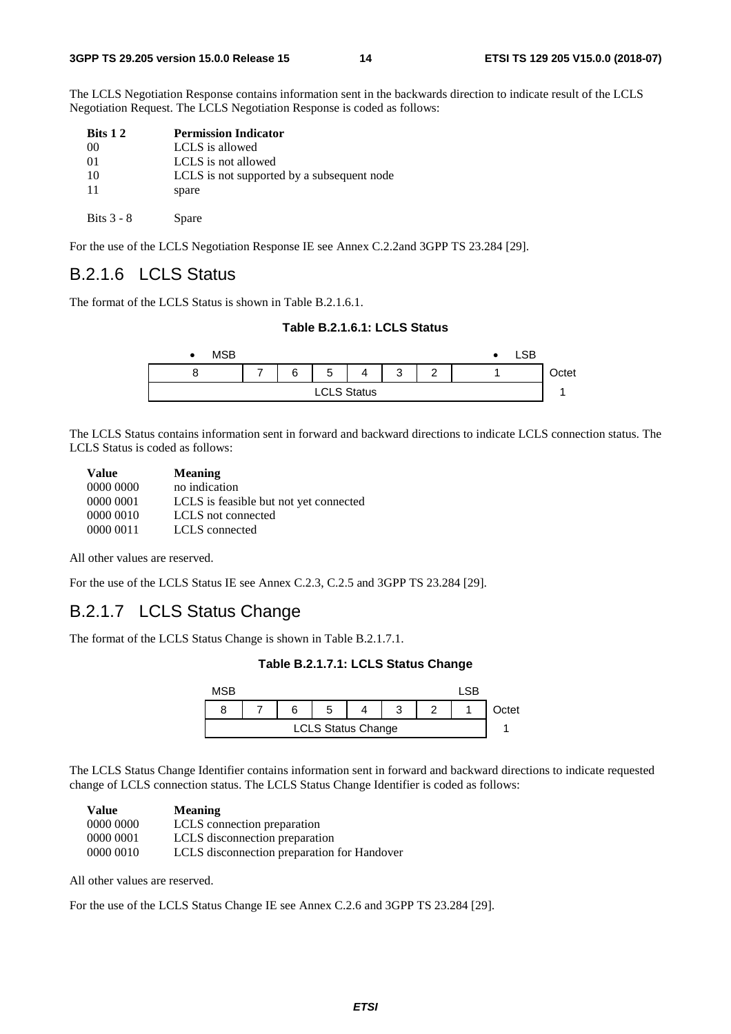The LCLS Negotiation Response contains information sent in the backwards direction to indicate result of the LCLS Negotiation Request. The LCLS Negotiation Response is coded as follows:

| **Bits 1 2** | **Permission Indicator** |
|---|---|
| 00 | LCLS is allowed |
| 01 | LCLS is not allowed |
| 10 | LCLS is not supported by a subsequent node |
| 11 | spare |
| | |
| Bits 3 - 8 | Spare |

For the use of the LCLS Negotiation Response IE see Annex C.2.2and 3GPP TS 23.284 [29].

## B.2.1.6 LCLS Status

The format of the LCLS Status is shown in Table B.2.1.6.1.

**Table B.2.1.6.1: LCLS Status**

| MSB | | | | | | | LSB | |
|---|---|---|---|---|---|---|---|---|
| 8 | 7 | 6 | 5 | 4 | 3 | 2 | 1 | Octet |
| LCLS Status | | | | | | | | 1 |

The LCLS Status contains information sent in forward and backward directions to indicate LCLS connection status. The LCLS Status is coded as follows:

| **Value** | **Meaning** |
|---|---|
| 0000 0000 | no indication |
| 0000 0001 | LCLS is feasible but not yet connected |
| 0000 0010 | LCLS not connected |
| 0000 0011 | LCLS connected |

All other values are reserved.

For the use of the LCLS Status IE see Annex C.2.3, C.2.5 and 3GPP TS 23.284 [29].

## B.2.1.7 LCLS Status Change

The format of the LCLS Status Change is shown in Table B.2.1.7.1.

**Table B.2.1.7.1: LCLS Status Change**

| MSB | | | | | | | LSB | |
|---|---|---|---|---|---|---|---|---|
| 8 | 7 | 6 | 5 | 4 | 3 | 2 | 1 | Octet |
| LCLS Status Change | | | | | | | | 1 |

The LCLS Status Change Identifier contains information sent in forward and backward directions to indicate requested change of LCLS connection status. The LCLS Status Change Identifier is coded as follows:

| **Value** | **Meaning** |
|---|---|
| 0000 0000 | LCLS connection preparation |
| 0000 0001 | LCLS disconnection preparation |
| 0000 0010 | LCLS disconnection preparation for Handover |

All other values are reserved.

For the use of the LCLS Status Change IE see Annex C.2.6 and 3GPP TS 23.284 [29].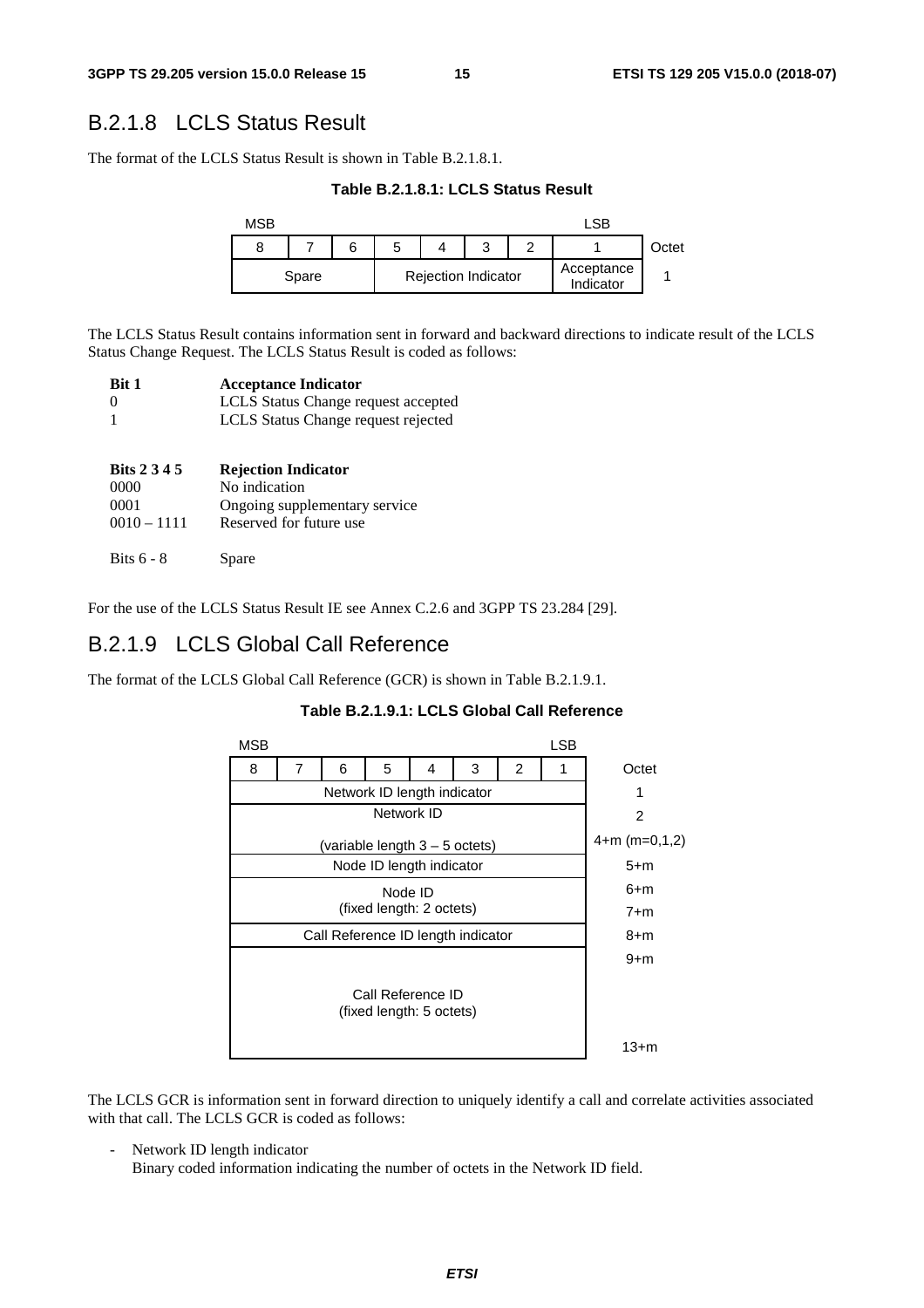## B.2.1.8 LCLS Status Result

The format of the LCLS Status Result is shown in Table B.2.1.8.1.

**Table B.2.1.8.1: LCLS Status Result**

| MSB | | | | | | | LSB | |
|---|---|---|---|---|---|---|---|---|
| 8 | 7 | 6 | 5 | 4 | 3 | 2 | 1 | Octet |
| Spare | | | Rejection Indicator | | | | Acceptance Indicator | 1 |

The LCLS Status Result contains information sent in forward and backward directions to indicate result of the LCLS Status Change Request. The LCLS Status Result is coded as follows:

| **Bit 1** | **Acceptance Indicator** |
|---|---|
| 0 | LCLS Status Change request accepted |
| 1 | LCLS Status Change request rejected |

| **Bits 2 3 4 5** | **Rejection Indicator** |
|---|---|
| 0000 | No indication |
| 0001 | Ongoing supplementary service |
| 0010 – 1111 | Reserved for future use |

| Bits 6 - 8 | Spare |
|---|---|

For the use of the LCLS Status Result IE see Annex C.2.6 and 3GPP TS 23.284 [29].

## B.2.1.9 LCLS Global Call Reference

The format of the LCLS Global Call Reference (GCR) is shown in Table B.2.1.9.1.

**Table B.2.1.9.1: LCLS Global Call Reference**

| MSB | | | | | | | LSB | |
|---|---|---|---|---|---|---|---|---|
| 8 | 7 | 6 | 5 | 4 | 3 | 2 | 1 | Octet |
| Network ID length indicator | | | | | | | | 1 |
| Network ID (variable length 3 – 5 octets) | | | | | | | | 2<br>4+m (m=0,1,2) |
| Node ID length indicator | | | | | | | | 5+m |
| Node ID (fixed length: 2 octets) | | | | | | | | 6+m<br>7+m |
| Call Reference ID length indicator | | | | | | | | 8+m |
| Call Reference ID (fixed length: 5 octets) | | | | | | | | 9+m<br>13+m |

The LCLS GCR is information sent in forward direction to uniquely identify a call and correlate activities associated with that call. The LCLS GCR is coded as follows:

- Network ID length indicator
  Binary coded information indicating the number of octets in the Network ID field.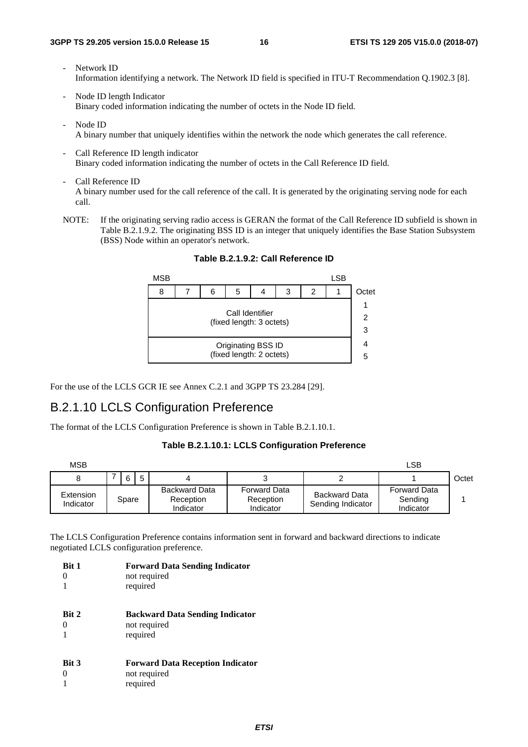- Network ID
  Information identifying a network. The Network ID field is specified in ITU-T Recommendation Q.1902.3 [8].

- Node ID length Indicator
  Binary coded information indicating the number of octets in the Node ID field.

- Node ID
  A binary number that uniquely identifies within the network the node which generates the call reference.

- Call Reference ID length indicator
  Binary coded information indicating the number of octets in the Call Reference ID field.

- Call Reference ID
  A binary number used for the call reference of the call. It is generated by the originating serving node for each call.

NOTE: If the originating serving radio access is GERAN the format of the Call Reference ID subfield is shown in Table B.2.1.9.2. The originating BSS ID is an integer that uniquely identifies the Base Station Subsystem (BSS) Node within an operator's network.

**Table B.2.1.9.2: Call Reference ID**

| 8 (MSB) | 7 | 6 | 5 | 4 | 3 | 2 | 1 (LSB) | Octet |
|---|---|---|---|---|---|---|---|---|
| Call Identifier (fixed length: 3 octets) | | | | | | | | 1 |
| | | | | | | | | 2 |
| | | | | | | | | 3 |
| Originating BSS ID (fixed length: 2 octets) | | | | | | | | 4 |
| | | | | | | | | 5 |

For the use of the LCLS GCR IE see Annex C.2.1 and 3GPP TS 23.284 [29].

## B.2.1.10 LCLS Configuration Preference

The format of the LCLS Configuration Preference is shown in Table B.2.1.10.1.

**Table B.2.1.10.1: LCLS Configuration Preference**

| 8 (MSB) | 7 | 6 | 5 | 4 | 3 | 2 | 1 (LSB) | Octet |
|---|---|---|---|---|---|---|---|---|
| Extension Indicator | Spare | | | Backward Data Reception Indicator | Forward Data Reception Indicator | Backward Data Sending Indicator | Forward Data Sending Indicator | 1 |

The LCLS Configuration Preference contains information sent in forward and backward directions to indicate negotiated LCLS configuration preference.

**Bit 1** **Forward Data Sending Indicator**
0 not required
1 required

**Bit 2** **Backward Data Sending Indicator**
0 not required
1 required

**Bit 3** **Forward Data Reception Indicator**
0 not required
1 required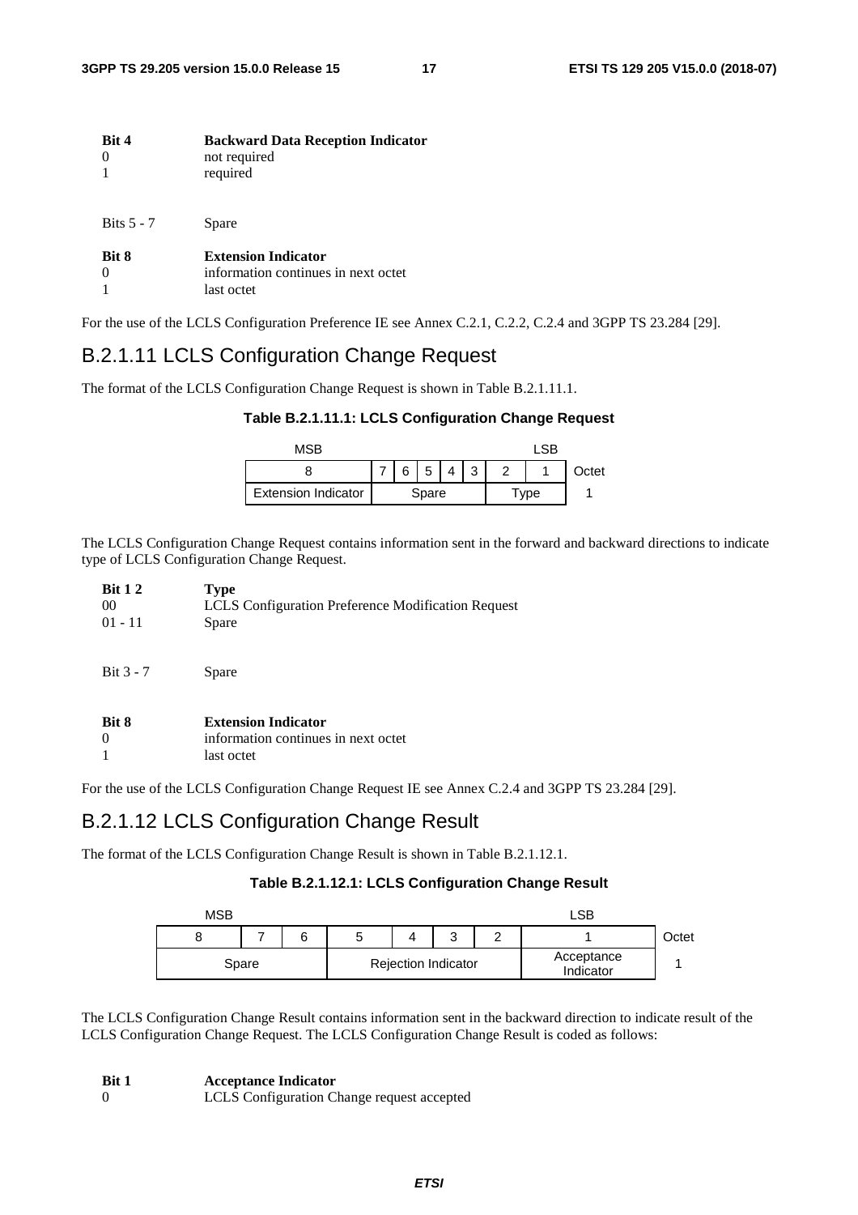**Bit 4** **Backward Data Reception Indicator**
0 not required
1 required

Bits 5 - 7 Spare

**Bit 8** **Extension Indicator**
0 information continues in next octet
1 last octet

For the use of the LCLS Configuration Preference IE see Annex C.2.1, C.2.2, C.2.4 and 3GPP TS 23.284 [29].

## B.2.1.11 LCLS Configuration Change Request

The format of the LCLS Configuration Change Request is shown in Table B.2.1.11.1.

**Table B.2.1.11.1: LCLS Configuration Change Request**

| MSB | | | | | | | LSB | |
|---|---|---|---|---|---|---|---|---|
| 8 | 7 | 6 | 5 | 4 | 3 | 2 | 1 | Octet |
| Extension Indicator | Spare | | | | | Type | | 1 |

The LCLS Configuration Change Request contains information sent in the forward and backward directions to indicate type of LCLS Configuration Change Request.

**Bit 1 2** **Type**
00 LCLS Configuration Preference Modification Request
01 - 11 Spare

Bit 3 - 7 Spare

**Bit 8** **Extension Indicator**
0 information continues in next octet
1 last octet

For the use of the LCLS Configuration Change Request IE see Annex C.2.4 and 3GPP TS 23.284 [29].

## B.2.1.12 LCLS Configuration Change Result

The format of the LCLS Configuration Change Result is shown in Table B.2.1.12.1.

**Table B.2.1.12.1: LCLS Configuration Change Result**

| MSB | | | | | | | LSB | |
|---|---|---|---|---|---|---|---|---|
| 8 | 7 | 6 | 5 | 4 | 3 | 2 | 1 | Octet |
| Spare | | | Rejection Indicator | | | | Acceptance Indicator | 1 |

The LCLS Configuration Change Result contains information sent in the backward direction to indicate result of the LCLS Configuration Change Request. The LCLS Configuration Change Result is coded as follows:

**Bit 1** **Acceptance Indicator**
0 LCLS Configuration Change request accepted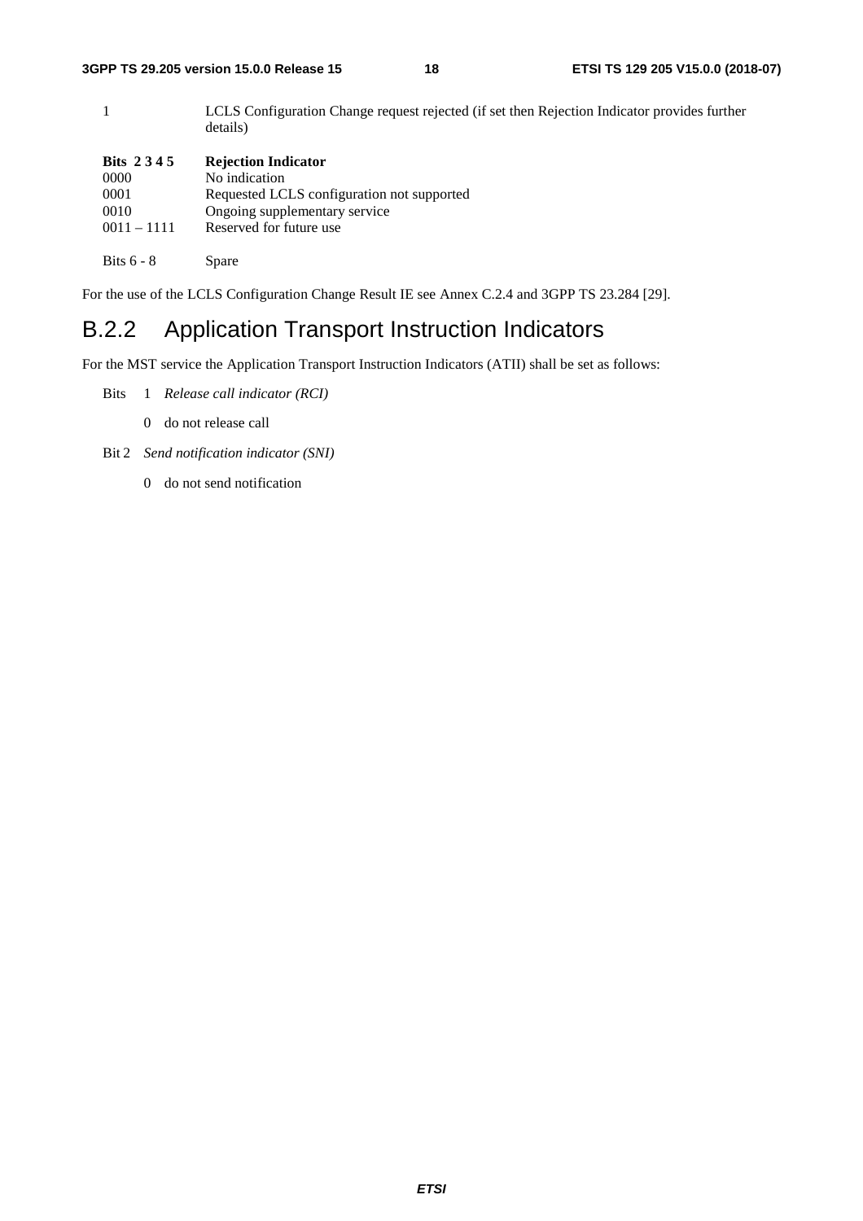| | |
|---|---|
| 1 | LCLS Configuration Change request rejected (if set then Rejection Indicator provides further details) |

| **Bits 2 3 4 5** | **Rejection Indicator** |
|---|---|
| 0000 | No indication |
| 0001 | Requested LCLS configuration not supported |
| 0010 | Ongoing supplementary service |
| 0011 – 1111 | Reserved for future use |

| | |
|---|---|
| Bits 6 - 8 | Spare |

For the use of the LCLS Configuration Change Result IE see Annex C.2.4 and 3GPP TS 23.284 [29].

## B.2.2 Application Transport Instruction Indicators

For the MST service the Application Transport Instruction Indicators (ATII) shall be set as follows:

Bits 1 *Release call indicator (RCI)*

0 do not release call

Bit 2 *Send notification indicator (SNI)*

0 do not send notification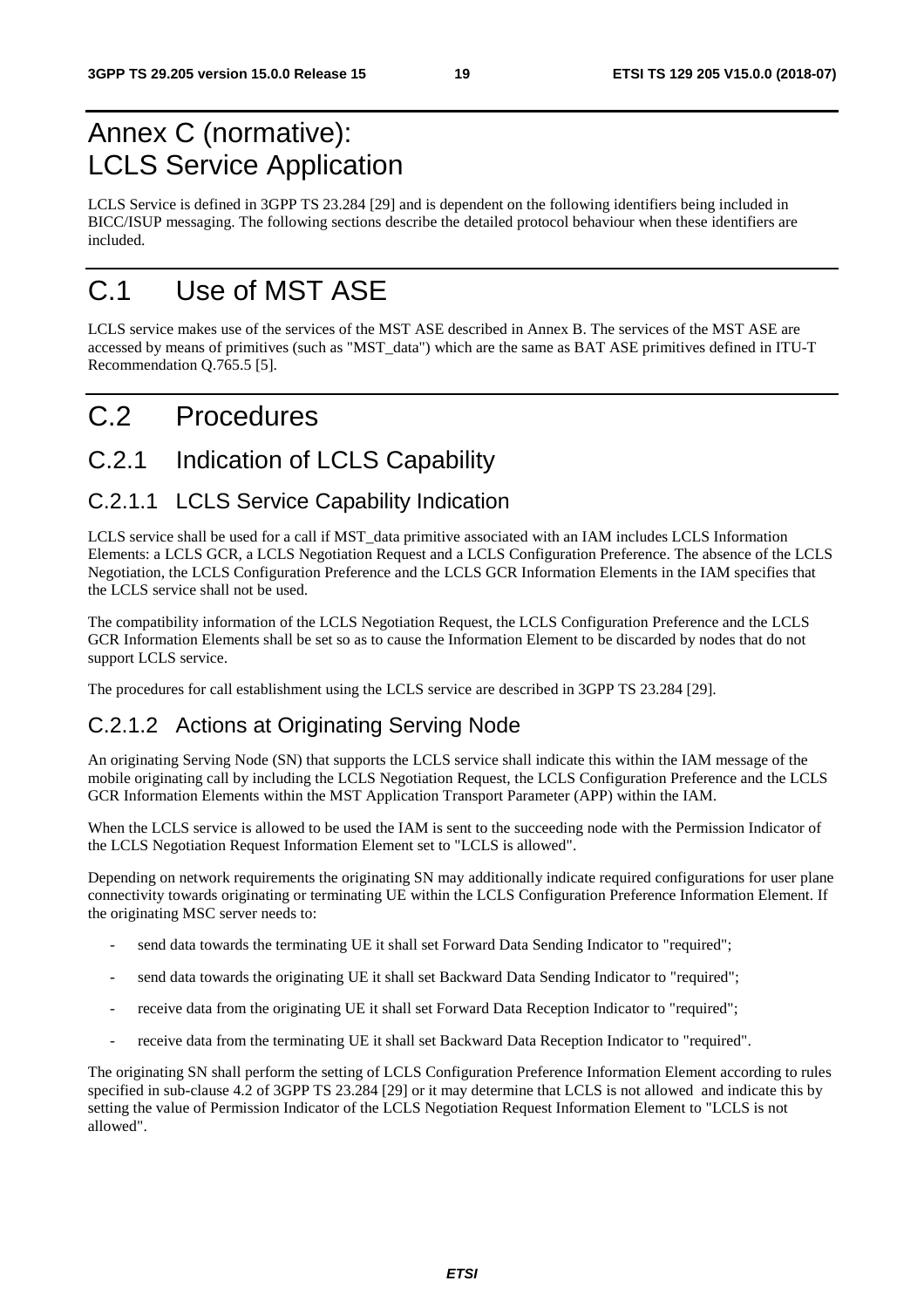# Annex C (normative): LCLS Service Application

LCLS Service is defined in 3GPP TS 23.284 [29] and is dependent on the following identifiers being included in BICC/ISUP messaging. The following sections describe the detailed protocol behaviour when these identifiers are included.

# C.1 Use of MST ASE

LCLS service makes use of the services of the MST ASE described in Annex B. The services of the MST ASE are accessed by means of primitives (such as "MST_data") which are the same as BAT ASE primitives defined in ITU-T Recommendation Q.765.5 [5].

# C.2 Procedures

## C.2.1 Indication of LCLS Capability

### C.2.1.1 LCLS Service Capability Indication

LCLS service shall be used for a call if MST_data primitive associated with an IAM includes LCLS Information Elements: a LCLS GCR, a LCLS Negotiation Request and a LCLS Configuration Preference. The absence of the LCLS Negotiation, the LCLS Configuration Preference and the LCLS GCR Information Elements in the IAM specifies that the LCLS service shall not be used.

The compatibility information of the LCLS Negotiation Request, the LCLS Configuration Preference and the LCLS GCR Information Elements shall be set so as to cause the Information Element to be discarded by nodes that do not support LCLS service.

The procedures for call establishment using the LCLS service are described in 3GPP TS 23.284 [29].

### C.2.1.2 Actions at Originating Serving Node

An originating Serving Node (SN) that supports the LCLS service shall indicate this within the IAM message of the mobile originating call by including the LCLS Negotiation Request, the LCLS Configuration Preference and the LCLS GCR Information Elements within the MST Application Transport Parameter (APP) within the IAM.

When the LCLS service is allowed to be used the IAM is sent to the succeeding node with the Permission Indicator of the LCLS Negotiation Request Information Element set to "LCLS is allowed".

Depending on network requirements the originating SN may additionally indicate required configurations for user plane connectivity towards originating or terminating UE within the LCLS Configuration Preference Information Element. If the originating MSC server needs to:

- send data towards the terminating UE it shall set Forward Data Sending Indicator to "required";
- send data towards the originating UE it shall set Backward Data Sending Indicator to "required";
- receive data from the originating UE it shall set Forward Data Reception Indicator to "required";
- receive data from the terminating UE it shall set Backward Data Reception Indicator to "required".

The originating SN shall perform the setting of LCLS Configuration Preference Information Element according to rules specified in sub-clause 4.2 of 3GPP TS 23.284 [29] or it may determine that LCLS is not allowed and indicate this by setting the value of Permission Indicator of the LCLS Negotiation Request Information Element to "LCLS is not allowed".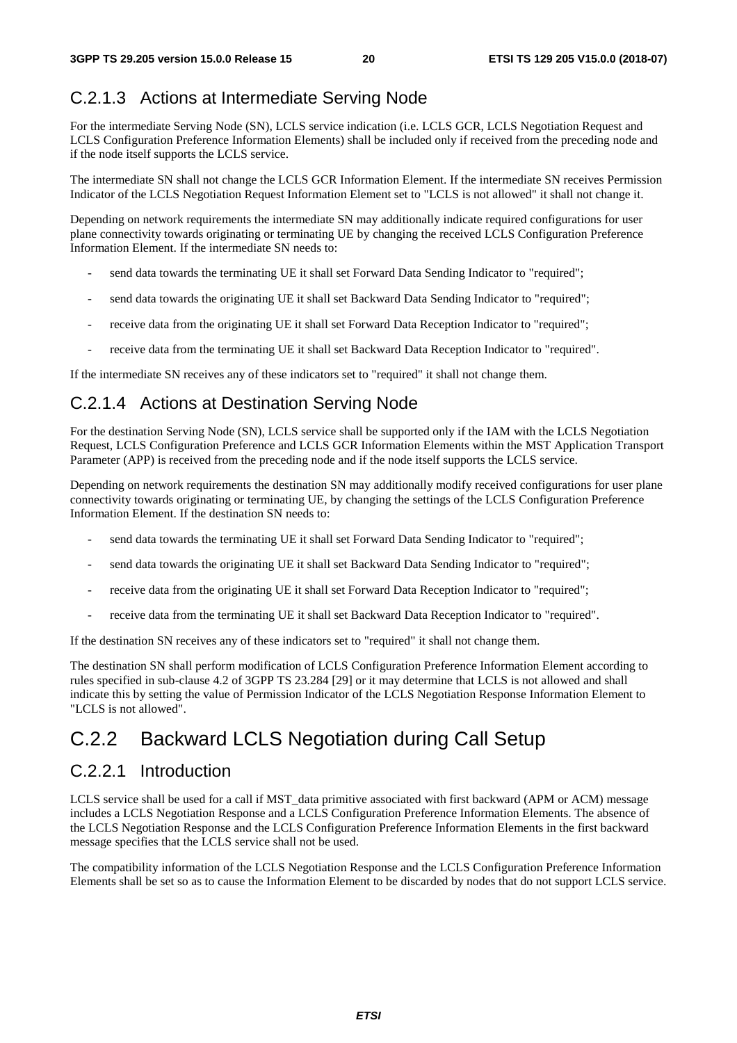### C.2.1.3 Actions at Intermediate Serving Node

For the intermediate Serving Node (SN), LCLS service indication (i.e. LCLS GCR, LCLS Negotiation Request and LCLS Configuration Preference Information Elements) shall be included only if received from the preceding node and if the node itself supports the LCLS service.

The intermediate SN shall not change the LCLS GCR Information Element. If the intermediate SN receives Permission Indicator of the LCLS Negotiation Request Information Element set to "LCLS is not allowed" it shall not change it.

Depending on network requirements the intermediate SN may additionally indicate required configurations for user plane connectivity towards originating or terminating UE by changing the received LCLS Configuration Preference Information Element. If the intermediate SN needs to:

- send data towards the terminating UE it shall set Forward Data Sending Indicator to "required";
- send data towards the originating UE it shall set Backward Data Sending Indicator to "required";
- receive data from the originating UE it shall set Forward Data Reception Indicator to "required";
- receive data from the terminating UE it shall set Backward Data Reception Indicator to "required".

If the intermediate SN receives any of these indicators set to "required" it shall not change them.

### C.2.1.4 Actions at Destination Serving Node

For the destination Serving Node (SN), LCLS service shall be supported only if the IAM with the LCLS Negotiation Request, LCLS Configuration Preference and LCLS GCR Information Elements within the MST Application Transport Parameter (APP) is received from the preceding node and if the node itself supports the LCLS service.

Depending on network requirements the destination SN may additionally modify received configurations for user plane connectivity towards originating or terminating UE, by changing the settings of the LCLS Configuration Preference Information Element. If the destination SN needs to:

- send data towards the terminating UE it shall set Forward Data Sending Indicator to "required";
- send data towards the originating UE it shall set Backward Data Sending Indicator to "required";
- receive data from the originating UE it shall set Forward Data Reception Indicator to "required";
- receive data from the terminating UE it shall set Backward Data Reception Indicator to "required".

If the destination SN receives any of these indicators set to "required" it shall not change them.

The destination SN shall perform modification of LCLS Configuration Preference Information Element according to rules specified in sub-clause 4.2 of 3GPP TS 23.284 [29] or it may determine that LCLS is not allowed and shall indicate this by setting the value of Permission Indicator of the LCLS Negotiation Response Information Element to "LCLS is not allowed".

## C.2.2 Backward LCLS Negotiation during Call Setup

### C.2.2.1 Introduction

LCLS service shall be used for a call if MST_data primitive associated with first backward (APM or ACM) message includes a LCLS Negotiation Response and a LCLS Configuration Preference Information Elements. The absence of the LCLS Negotiation Response and the LCLS Configuration Preference Information Elements in the first backward message specifies that the LCLS service shall not be used.

The compatibility information of the LCLS Negotiation Response and the LCLS Configuration Preference Information Elements shall be set so as to cause the Information Element to be discarded by nodes that do not support LCLS service.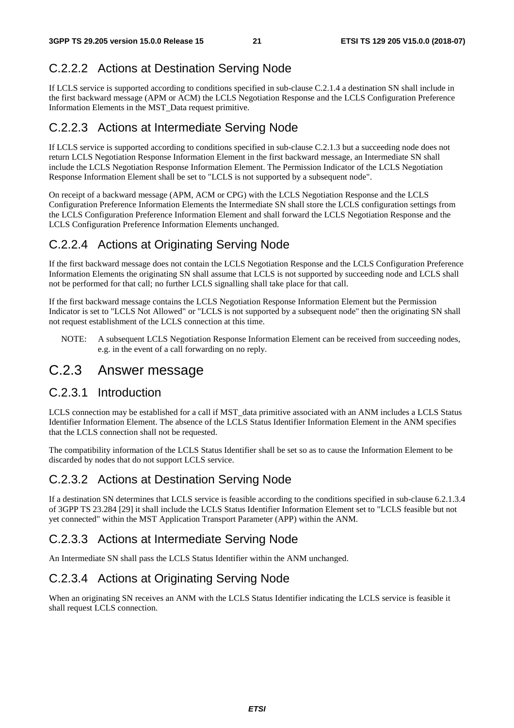### C.2.2.2 Actions at Destination Serving Node

If LCLS service is supported according to conditions specified in sub-clause C.2.1.4 a destination SN shall include in the first backward message (APM or ACM) the LCLS Negotiation Response and the LCLS Configuration Preference Information Elements in the MST_Data request primitive.

### C.2.2.3 Actions at Intermediate Serving Node

If LCLS service is supported according to conditions specified in sub-clause C.2.1.3 but a succeeding node does not return LCLS Negotiation Response Information Element in the first backward message, an Intermediate SN shall include the LCLS Negotiation Response Information Element. The Permission Indicator of the LCLS Negotiation Response Information Element shall be set to "LCLS is not supported by a subsequent node".

On receipt of a backward message (APM, ACM or CPG) with the LCLS Negotiation Response and the LCLS Configuration Preference Information Elements the Intermediate SN shall store the LCLS configuration settings from the LCLS Configuration Preference Information Element and shall forward the LCLS Negotiation Response and the LCLS Configuration Preference Information Elements unchanged.

### C.2.2.4 Actions at Originating Serving Node

If the first backward message does not contain the LCLS Negotiation Response and the LCLS Configuration Preference Information Elements the originating SN shall assume that LCLS is not supported by succeeding node and LCLS shall not be performed for that call; no further LCLS signalling shall take place for that call.

If the first backward message contains the LCLS Negotiation Response Information Element but the Permission Indicator is set to "LCLS Not Allowed" or "LCLS is not supported by a subsequent node" then the originating SN shall not request establishment of the LCLS connection at this time.

NOTE: A subsequent LCLS Negotiation Response Information Element can be received from succeeding nodes, e.g. in the event of a call forwarding on no reply.

## C.2.3 Answer message

### C.2.3.1 Introduction

LCLS connection may be established for a call if MST_data primitive associated with an ANM includes a LCLS Status Identifier Information Element. The absence of the LCLS Status Identifier Information Element in the ANM specifies that the LCLS connection shall not be requested.

The compatibility information of the LCLS Status Identifier shall be set so as to cause the Information Element to be discarded by nodes that do not support LCLS service.

### C.2.3.2 Actions at Destination Serving Node

If a destination SN determines that LCLS service is feasible according to the conditions specified in sub-clause 6.2.1.3.4 of 3GPP TS 23.284 [29] it shall include the LCLS Status Identifier Information Element set to "LCLS feasible but not yet connected" within the MST Application Transport Parameter (APP) within the ANM.

### C.2.3.3 Actions at Intermediate Serving Node

An Intermediate SN shall pass the LCLS Status Identifier within the ANM unchanged.

### C.2.3.4 Actions at Originating Serving Node

When an originating SN receives an ANM with the LCLS Status Identifier indicating the LCLS service is feasible it shall request LCLS connection.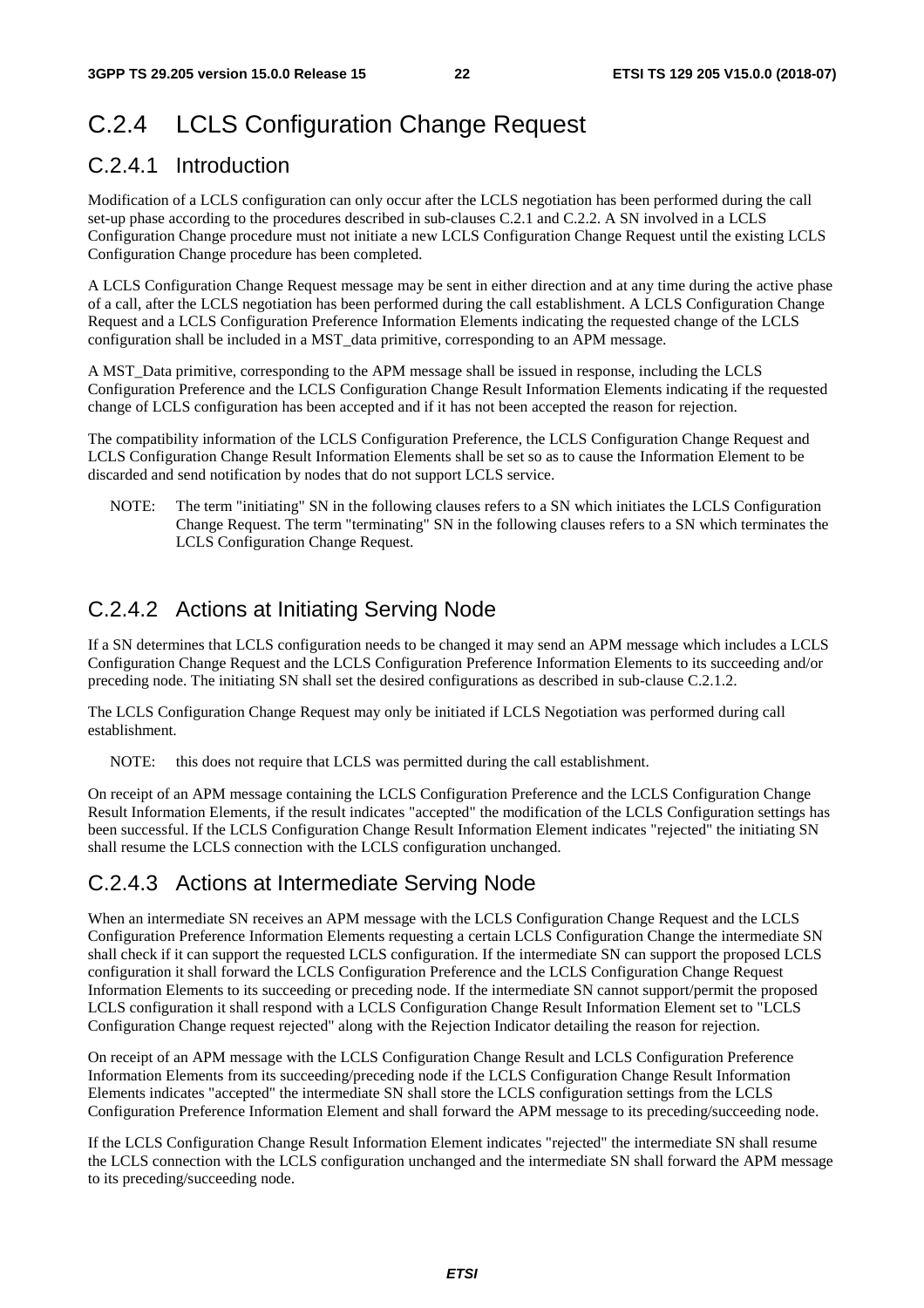## C.2.4 LCLS Configuration Change Request

### C.2.4.1 Introduction

Modification of a LCLS configuration can only occur after the LCLS negotiation has been performed during the call set-up phase according to the procedures described in sub-clauses C.2.1 and C.2.2. A SN involved in a LCLS Configuration Change procedure must not initiate a new LCLS Configuration Change Request until the existing LCLS Configuration Change procedure has been completed.

A LCLS Configuration Change Request message may be sent in either direction and at any time during the active phase of a call, after the LCLS negotiation has been performed during the call establishment. A LCLS Configuration Change Request and a LCLS Configuration Preference Information Elements indicating the requested change of the LCLS configuration shall be included in a MST_data primitive, corresponding to an APM message.

A MST_Data primitive, corresponding to the APM message shall be issued in response, including the LCLS Configuration Preference and the LCLS Configuration Change Result Information Elements indicating if the requested change of LCLS configuration has been accepted and if it has not been accepted the reason for rejection.

The compatibility information of the LCLS Configuration Preference, the LCLS Configuration Change Request and LCLS Configuration Change Result Information Elements shall be set so as to cause the Information Element to be discarded and send notification by nodes that do not support LCLS service.

NOTE: The term "initiating" SN in the following clauses refers to a SN which initiates the LCLS Configuration Change Request. The term "terminating" SN in the following clauses refers to a SN which terminates the LCLS Configuration Change Request.

### C.2.4.2 Actions at Initiating Serving Node

If a SN determines that LCLS configuration needs to be changed it may send an APM message which includes a LCLS Configuration Change Request and the LCLS Configuration Preference Information Elements to its succeeding and/or preceding node. The initiating SN shall set the desired configurations as described in sub-clause C.2.1.2.

The LCLS Configuration Change Request may only be initiated if LCLS Negotiation was performed during call establishment.

NOTE: this does not require that LCLS was permitted during the call establishment.

On receipt of an APM message containing the LCLS Configuration Preference and the LCLS Configuration Change Result Information Elements, if the result indicates "accepted" the modification of the LCLS Configuration settings has been successful. If the LCLS Configuration Change Result Information Element indicates "rejected" the initiating SN shall resume the LCLS connection with the LCLS configuration unchanged.

### C.2.4.3 Actions at Intermediate Serving Node

When an intermediate SN receives an APM message with the LCLS Configuration Change Request and the LCLS Configuration Preference Information Elements requesting a certain LCLS Configuration Change the intermediate SN shall check if it can support the requested LCLS configuration. If the intermediate SN can support the proposed LCLS configuration it shall forward the LCLS Configuration Preference and the LCLS Configuration Change Request Information Elements to its succeeding or preceding node. If the intermediate SN cannot support/permit the proposed LCLS configuration it shall respond with a LCLS Configuration Change Result Information Element set to "LCLS Configuration Change request rejected" along with the Rejection Indicator detailing the reason for rejection.

On receipt of an APM message with the LCLS Configuration Change Result and LCLS Configuration Preference Information Elements from its succeeding/preceding node if the LCLS Configuration Change Result Information Elements indicates "accepted" the intermediate SN shall store the LCLS configuration settings from the LCLS Configuration Preference Information Element and shall forward the APM message to its preceding/succeeding node.

If the LCLS Configuration Change Result Information Element indicates "rejected" the intermediate SN shall resume the LCLS connection with the LCLS configuration unchanged and the intermediate SN shall forward the APM message to its preceding/succeeding node.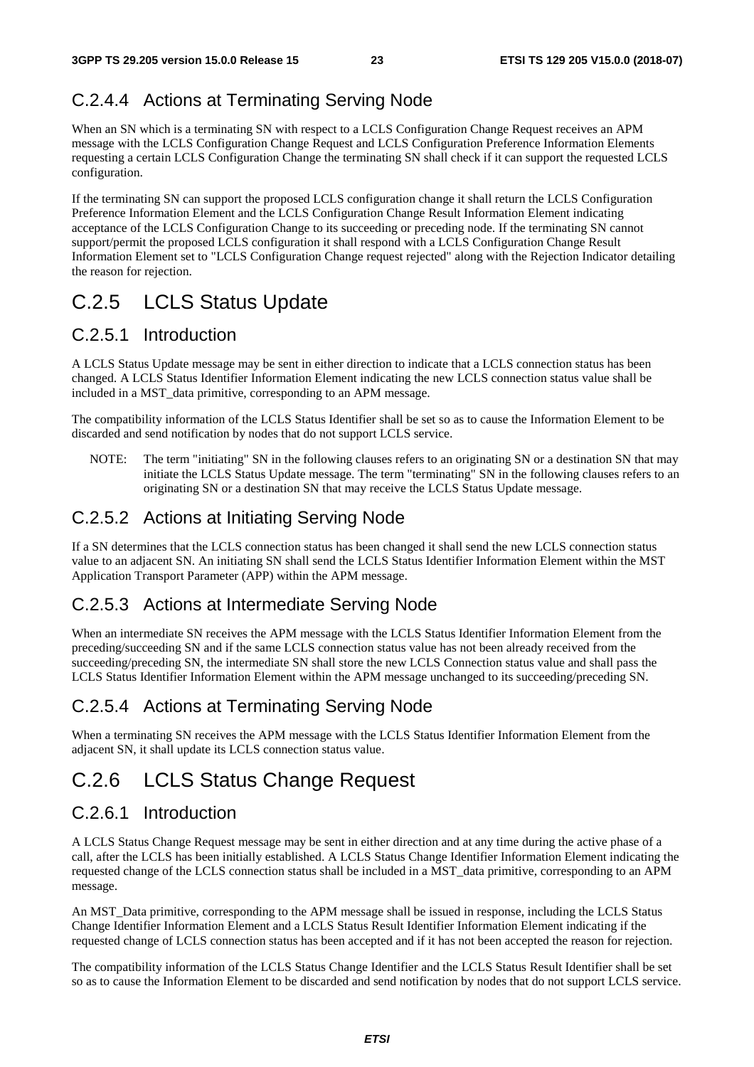### C.2.4.4 Actions at Terminating Serving Node

When an SN which is a terminating SN with respect to a LCLS Configuration Change Request receives an APM message with the LCLS Configuration Change Request and LCLS Configuration Preference Information Elements requesting a certain LCLS Configuration Change the terminating SN shall check if it can support the requested LCLS configuration.

If the terminating SN can support the proposed LCLS configuration change it shall return the LCLS Configuration Preference Information Element and the LCLS Configuration Change Result Information Element indicating acceptance of the LCLS Configuration Change to its succeeding or preceding node. If the terminating SN cannot support/permit the proposed LCLS configuration it shall respond with a LCLS Configuration Change Result Information Element set to "LCLS Configuration Change request rejected" along with the Rejection Indicator detailing the reason for rejection.

## C.2.5 LCLS Status Update

### C.2.5.1 Introduction

A LCLS Status Update message may be sent in either direction to indicate that a LCLS connection status has been changed. A LCLS Status Identifier Information Element indicating the new LCLS connection status value shall be included in a MST_data primitive, corresponding to an APM message.

The compatibility information of the LCLS Status Identifier shall be set so as to cause the Information Element to be discarded and send notification by nodes that do not support LCLS service.

NOTE: The term "initiating" SN in the following clauses refers to an originating SN or a destination SN that may initiate the LCLS Status Update message. The term "terminating" SN in the following clauses refers to an originating SN or a destination SN that may receive the LCLS Status Update message.

### C.2.5.2 Actions at Initiating Serving Node

If a SN determines that the LCLS connection status has been changed it shall send the new LCLS connection status value to an adjacent SN. An initiating SN shall send the LCLS Status Identifier Information Element within the MST Application Transport Parameter (APP) within the APM message.

### C.2.5.3 Actions at Intermediate Serving Node

When an intermediate SN receives the APM message with the LCLS Status Identifier Information Element from the preceding/succeeding SN and if the same LCLS connection status value has not been already received from the succeeding/preceding SN, the intermediate SN shall store the new LCLS Connection status value and shall pass the LCLS Status Identifier Information Element within the APM message unchanged to its succeeding/preceding SN.

### C.2.5.4 Actions at Terminating Serving Node

When a terminating SN receives the APM message with the LCLS Status Identifier Information Element from the adjacent SN, it shall update its LCLS connection status value.

## C.2.6 LCLS Status Change Request

### C.2.6.1 Introduction

A LCLS Status Change Request message may be sent in either direction and at any time during the active phase of a call, after the LCLS has been initially established. A LCLS Status Change Identifier Information Element indicating the requested change of the LCLS connection status shall be included in a MST_data primitive, corresponding to an APM message.

An MST_Data primitive, corresponding to the APM message shall be issued in response, including the LCLS Status Change Identifier Information Element and a LCLS Status Result Identifier Information Element indicating if the requested change of LCLS connection status has been accepted and if it has not been accepted the reason for rejection.

The compatibility information of the LCLS Status Change Identifier and the LCLS Status Result Identifier shall be set so as to cause the Information Element to be discarded and send notification by nodes that do not support LCLS service.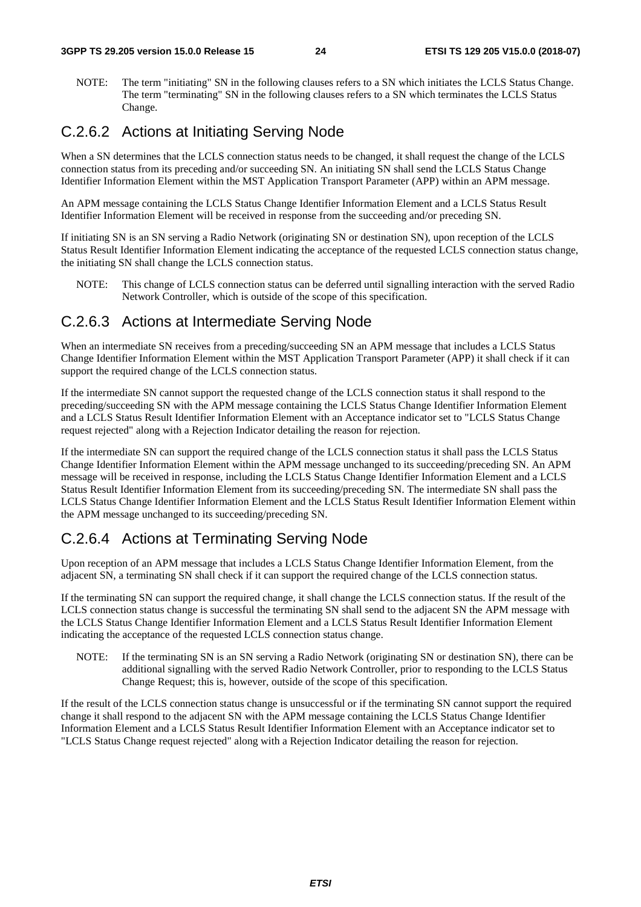NOTE: The term "initiating" SN in the following clauses refers to a SN which initiates the LCLS Status Change. The term "terminating" SN in the following clauses refers to a SN which terminates the LCLS Status Change.

### C.2.6.2 Actions at Initiating Serving Node

When a SN determines that the LCLS connection status needs to be changed, it shall request the change of the LCLS connection status from its preceding and/or succeeding SN. An initiating SN shall send the LCLS Status Change Identifier Information Element within the MST Application Transport Parameter (APP) within an APM message.

An APM message containing the LCLS Status Change Identifier Information Element and a LCLS Status Result Identifier Information Element will be received in response from the succeeding and/or preceding SN.

If initiating SN is an SN serving a Radio Network (originating SN or destination SN), upon reception of the LCLS Status Result Identifier Information Element indicating the acceptance of the requested LCLS connection status change, the initiating SN shall change the LCLS connection status.

NOTE: This change of LCLS connection status can be deferred until signalling interaction with the served Radio Network Controller, which is outside of the scope of this specification.

### C.2.6.3 Actions at Intermediate Serving Node

When an intermediate SN receives from a preceding/succeeding SN an APM message that includes a LCLS Status Change Identifier Information Element within the MST Application Transport Parameter (APP) it shall check if it can support the required change of the LCLS connection status.

If the intermediate SN cannot support the requested change of the LCLS connection status it shall respond to the preceding/succeeding SN with the APM message containing the LCLS Status Change Identifier Information Element and a LCLS Status Result Identifier Information Element with an Acceptance indicator set to "LCLS Status Change request rejected" along with a Rejection Indicator detailing the reason for rejection.

If the intermediate SN can support the required change of the LCLS connection status it shall pass the LCLS Status Change Identifier Information Element within the APM message unchanged to its succeeding/preceding SN. An APM message will be received in response, including the LCLS Status Change Identifier Information Element and a LCLS Status Result Identifier Information Element from its succeeding/preceding SN. The intermediate SN shall pass the LCLS Status Change Identifier Information Element and the LCLS Status Result Identifier Information Element within the APM message unchanged to its succeeding/preceding SN.

### C.2.6.4 Actions at Terminating Serving Node

Upon reception of an APM message that includes a LCLS Status Change Identifier Information Element, from the adjacent SN, a terminating SN shall check if it can support the required change of the LCLS connection status.

If the terminating SN can support the required change, it shall change the LCLS connection status. If the result of the LCLS connection status change is successful the terminating SN shall send to the adjacent SN the APM message with the LCLS Status Change Identifier Information Element and a LCLS Status Result Identifier Information Element indicating the acceptance of the requested LCLS connection status change.

NOTE: If the terminating SN is an SN serving a Radio Network (originating SN or destination SN), there can be additional signalling with the served Radio Network Controller, prior to responding to the LCLS Status Change Request; this is, however, outside of the scope of this specification.

If the result of the LCLS connection status change is unsuccessful or if the terminating SN cannot support the required change it shall respond to the adjacent SN with the APM message containing the LCLS Status Change Identifier Information Element and a LCLS Status Result Identifier Information Element with an Acceptance indicator set to "LCLS Status Change request rejected" along with a Rejection Indicator detailing the reason for rejection.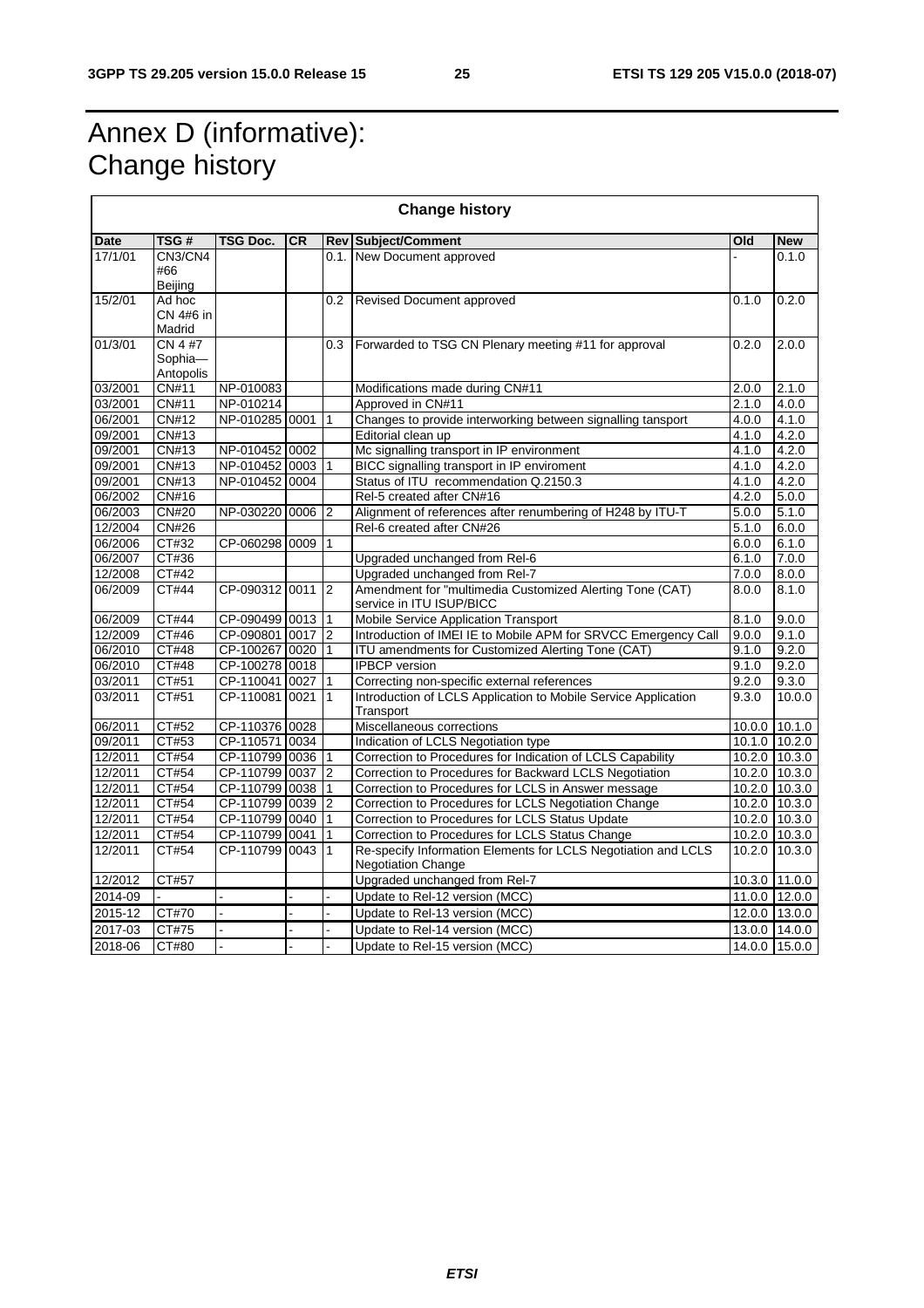# Annex D (informative): Change history

| Change history | | | | | | | |
|---|---|---|---|---|---|---|---|
| **Date** | **TSG #** | **TSG Doc.** | **CR** | **Rev** | **Subject/Comment** | **Old** | **New** |
| 17/1/01 | CN3/CN4 #66 Beijing | | | 0.1. | New Document approved | - | 0.1.0 |
| 15/2/01 | Ad hoc CN 4#6 in Madrid | | | 0.2 | Revised Document approved | 0.1.0 | 0.2.0 |
| 01/3/01 | CN 4 #7 Sophia—Antopolis | | | 0.3 | Forwarded to TSG CN Plenary meeting #11 for approval | 0.2.0 | 2.0.0 |
| 03/2001 | CN#11 | NP-010083 | | | Modifications made during CN#11 | 2.0.0 | 2.1.0 |
| 03/2001 | CN#11 | NP-010214 | | | Approved in CN#11 | 2.1.0 | 4.0.0 |
| 06/2001 | CN#12 | NP-010285 | 0001 | 1 | Changes to provide interworking between signalling tansport | 4.0.0 | 4.1.0 |
| 09/2001 | CN#13 | | | | Editorial clean up | 4.1.0 | 4.2.0 |
| 09/2001 | CN#13 | NP-010452 | 0002 | | Mc signalling transport in IP environment | 4.1.0 | 4.2.0 |
| 09/2001 | CN#13 | NP-010452 | 0003 | 1 | BICC signalling transport in IP enviroment | 4.1.0 | 4.2.0 |
| 09/2001 | CN#13 | NP-010452 | 0004 | | Status of ITU recommendation Q.2150.3 | 4.1.0 | 4.2.0 |
| 06/2002 | CN#16 | | | | Rel-5 created after CN#16 | 4.2.0 | 5.0.0 |
| 06/2003 | CN#20 | NP-030220 | 0006 | 2 | Alignment of references after renumbering of H248 by ITU-T | 5.0.0 | 5.1.0 |
| 12/2004 | CN#26 | | | | Rel-6 created after CN#26 | 5.1.0 | 6.0.0 |
| 06/2006 | CT#32 | CP-060298 | 0009 | 1 | | 6.0.0 | 6.1.0 |
| 06/2007 | CT#36 | | | | Upgraded unchanged from Rel-6 | 6.1.0 | 7.0.0 |
| 12/2008 | CT#42 | | | | Upgraded unchanged from Rel-7 | 7.0.0 | 8.0.0 |
| 06/2009 | CT#44 | CP-090312 | 0011 | 2 | Amendment for "multimedia Customized Alerting Tone (CAT) service in ITU ISUP/BICC | 8.0.0 | 8.1.0 |
| 06/2009 | CT#44 | CP-090499 | 0013 | 1 | Mobile Service Application Transport | 8.1.0 | 9.0.0 |
| 12/2009 | CT#46 | CP-090801 | 0017 | 2 | Introduction of IMEI IE to Mobile APM for SRVCC Emergency Call | 9.0.0 | 9.1.0 |
| 06/2010 | CT#48 | CP-100267 | 0020 | 1 | ITU amendments for Customized Alerting Tone (CAT) | 9.1.0 | 9.2.0 |
| 06/2010 | CT#48 | CP-100278 | 0018 | | IPBCP version | 9.1.0 | 9.2.0 |
| 03/2011 | CT#51 | CP-110041 | 0027 | 1 | Correcting non-specific external references | 9.2.0 | 9.3.0 |
| 03/2011 | CT#51 | CP-110081 | 0021 | 1 | Introduction of LCLS Application to Mobile Service Application Transport | 9.3.0 | 10.0.0 |
| 06/2011 | CT#52 | CP-110376 | 0028 | | Miscellaneous corrections | 10.0.0 | 10.1.0 |
| 09/2011 | CT#53 | CP-110571 | 0034 | | Indication of LCLS Negotiation type | 10.1.0 | 10.2.0 |
| 12/2011 | CT#54 | CP-110799 | 0036 | 1 | Correction to Procedures for Indication of LCLS Capability | 10.2.0 | 10.3.0 |
| 12/2011 | CT#54 | CP-110799 | 0037 | 2 | Correction to Procedures for Backward LCLS Negotiation | 10.2.0 | 10.3.0 |
| 12/2011 | CT#54 | CP-110799 | 0038 | 1 | Correction to Procedures for LCLS in Answer message | 10.2.0 | 10.3.0 |
| 12/2011 | CT#54 | CP-110799 | 0039 | 2 | Correction to Procedures for LCLS Negotiation Change | 10.2.0 | 10.3.0 |
| 12/2011 | CT#54 | CP-110799 | 0040 | 1 | Correction to Procedures for LCLS Status Update | 10.2.0 | 10.3.0 |
| 12/2011 | CT#54 | CP-110799 | 0041 | 1 | Correction to Procedures for LCLS Status Change | 10.2.0 | 10.3.0 |
| 12/2011 | CT#54 | CP-110799 | 0043 | 1 | Re-specify Information Elements for LCLS Negotiation and LCLS Negotiation Change | 10.2.0 | 10.3.0 |
| 12/2012 | CT#57 | | | | Upgraded unchanged from Rel-7 | 10.3.0 | 11.0.0 |
| 2014-09 | - | - | - | - | Update to Rel-12 version (MCC) | 11.0.0 | 12.0.0 |
| 2015-12 | CT#70 | - | - | - | Update to Rel-13 version (MCC) | 12.0.0 | 13.0.0 |
| 2017-03 | CT#75 | - | - | - | Update to Rel-14 version (MCC) | 13.0.0 | 14.0.0 |
| 2018-06 | CT#80 | - | - | - | Update to Rel-15 version (MCC) | 14.0.0 | 15.0.0 |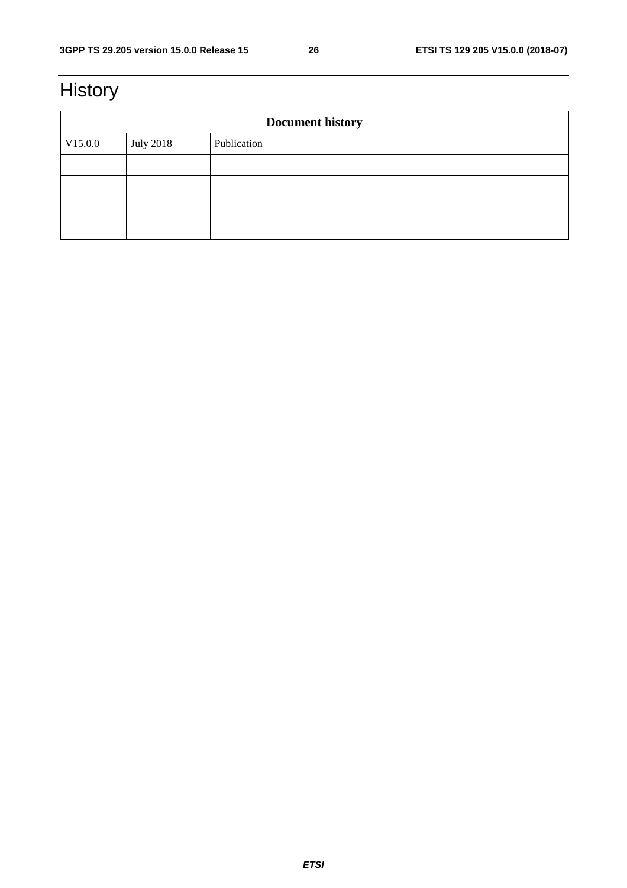# History

| Document history | | |
|---|---|---|
| V15.0.0 | July 2018 | Publication |
| | | |
| | | |
| | | |
| | | |